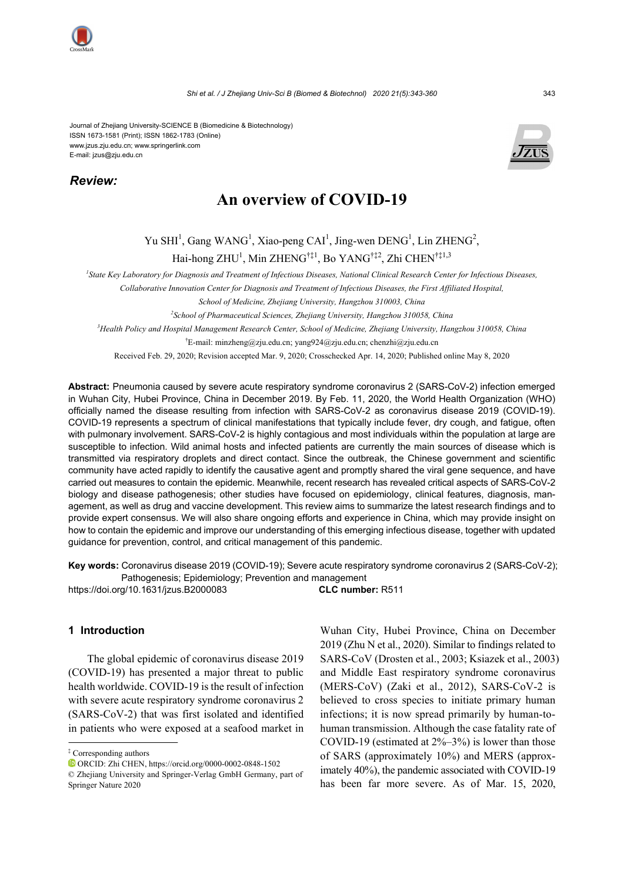Journal of Zhejiang University-SCIENCE B (Biomedicine & Biotechnology)
ISSN 1673-1581 (Print); ISSN 1862-1783 (Online)
www.jzus.zju.edu.cn; www.springerlink.com
E-mail: jzus@zju.edu.cn

***Review:***

# An overview of COVID-19

Yu SHI[1], Gang WANG[1], Xiao-peng CAI[1], Jing-wen DENG[1], Lin ZHENG[2], Hai-hong ZHU[1], Min ZHENG[†‡1], Bo YANG[†‡2], Zhi CHEN[†‡1,3]

[1]*State Key Laboratory for Diagnosis and Treatment of Infectious Diseases, National Clinical Research Center for Infectious Diseases, Collaborative Innovation Center for Diagnosis and Treatment of Infectious Diseases, the First Affiliated Hospital, School of Medicine, Zhejiang University, Hangzhou 310003, China*

[2]*School of Pharmaceutical Sciences, Zhejiang University, Hangzhou 310058, China*

[3]*Health Policy and Hospital Management Research Center, School of Medicine, Zhejiang University, Hangzhou 310058, China*

[†]E-mail: minzheng@zju.edu.cn; yang924@zju.edu.cn; chenzhi@zju.edu.cn

Received Feb. 29, 2020; Revision accepted Mar. 9, 2020; Crosschecked Apr. 14, 2020; Published online May 8, 2020

**Abstract:** Pneumonia caused by severe acute respiratory syndrome coronavirus 2 (SARS-CoV-2) infection emerged in Wuhan City, Hubei Province, China in December 2019. By Feb. 11, 2020, the World Health Organization (WHO) officially named the disease resulting from infection with SARS-CoV-2 as coronavirus disease 2019 (COVID-19). COVID-19 represents a spectrum of clinical manifestations that typically include fever, dry cough, and fatigue, often with pulmonary involvement. SARS-CoV-2 is highly contagious and most individuals within the population at large are susceptible to infection. Wild animal hosts and infected patients are currently the main sources of disease which is transmitted via respiratory droplets and direct contact. Since the outbreak, the Chinese government and scientific community have acted rapidly to identify the causative agent and promptly shared the viral gene sequence, and have carried out measures to contain the epidemic. Meanwhile, recent research has revealed critical aspects of SARS-CoV-2 biology and disease pathogenesis; other studies have focused on epidemiology, clinical features, diagnosis, management, as well as drug and vaccine development. This review aims to summarize the latest research findings and to provide expert consensus. We will also share ongoing efforts and experience in China, which may provide insight on how to contain the epidemic and improve our understanding of this emerging infectious disease, together with updated guidance for prevention, control, and critical management of this pandemic.

**Key words:** Coronavirus disease 2019 (COVID-19); Severe acute respiratory syndrome coronavirus 2 (SARS-CoV-2); Pathogenesis; Epidemiology; Prevention and management

https://doi.org/10.1631/jzus.B2000083 **CLC number:** R511

## 1 Introduction

The global epidemic of coronavirus disease 2019 (COVID-19) has presented a major threat to public health worldwide. COVID-19 is the result of infection with severe acute respiratory syndrome coronavirus 2 (SARS-CoV-2) that was first isolated and identified in patients who were exposed at a seafood market in Wuhan City, Hubei Province, China on December 2019 (Zhu N et al., 2020). Similar to findings related to SARS-CoV (Drosten et al., 2003; Ksiazek et al., 2003) and Middle East respiratory syndrome coronavirus (MERS-CoV) (Zaki et al., 2012), SARS-CoV-2 is believed to cross species to initiate primary human infections; it is now spread primarily by human-to-human transmission. Although the case fatality rate of COVID-19 (estimated at 2%–3%) is lower than those of SARS (approximately 10%) and MERS (approximately 40%), the pandemic associated with COVID-19 has been far more severe. As of Mar. 15, 2020,

[‡] Corresponding authors

ORCID: Zhi CHEN, https://orcid.org/0000-0002-0848-1502

© Zhejiang University and Springer-Verlag GmbH Germany, part of Springer Nature 2020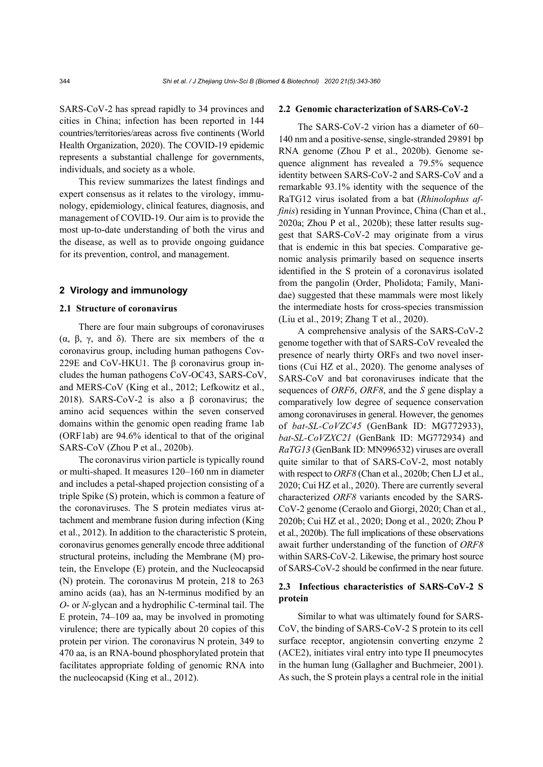SARS-CoV-2 has spread rapidly to 34 provinces and cities in China; infection has been reported in 144 countries/territories/areas across five continents (World Health Organization, 2020). The COVID-19 epidemic represents a substantial challenge for governments, individuals, and society as a whole.

This review summarizes the latest findings and expert consensus as it relates to the virology, immunology, epidemiology, clinical features, diagnosis, and management of COVID-19. Our aim is to provide the most up-to-date understanding of both the virus and the disease, as well as to provide ongoing guidance for its prevention, control, and management.

## 2 Virology and immunology

### 2.1 Structure of coronavirus

There are four main subgroups of coronaviruses (α, β, γ, and δ). There are six members of the α coronavirus group, including human pathogens Cov-229E and CoV-HKU1. The β coronavirus group includes the human pathogens CoV-OC43, SARS-CoV, and MERS-CoV (King et al., 2012; Lefkowitz et al., 2018). SARS-CoV-2 is also a β coronavirus; the amino acid sequences within the seven conserved domains within the genomic open reading frame 1ab (ORF1ab) are 94.6% identical to that of the original SARS-CoV (Zhou P et al., 2020b).

The coronavirus virion particle is typically round or multi-shaped. It measures 120–160 nm in diameter and includes a petal-shaped projection consisting of a triple Spike (S) protein, which is common a feature of the coronaviruses. The S protein mediates virus attachment and membrane fusion during infection (King et al., 2012). In addition to the characteristic S protein, coronavirus genomes generally encode three additional structural proteins, including the Membrane (M) protein, the Envelope (E) protein, and the Nucleocapsid (N) protein. The coronavirus M protein, 218 to 263 amino acids (aa), has an N-terminus modified by an *O*- or *N*-glycan and a hydrophilic C-terminal tail. The E protein, 74–109 aa, may be involved in promoting virulence; there are typically about 20 copies of this protein per virion. The coronavirus N protein, 349 to 470 aa, is an RNA-bound phosphorylated protein that facilitates appropriate folding of genomic RNA into the nucleocapsid (King et al., 2012).

### 2.2 Genomic characterization of SARS-CoV-2

The SARS-CoV-2 virion has a diameter of 60–140 nm and a positive-sense, single-stranded 29891 bp RNA genome (Zhou P et al., 2020b). Genome sequence alignment has revealed a 79.5% sequence identity between SARS-CoV-2 and SARS-CoV and a remarkable 93.1% identity with the sequence of the RaTG12 virus isolated from a bat (*Rhinolophus affinis*) residing in Yunnan Province, China (Chan et al., 2020a; Zhou P et al., 2020b); these latter results suggest that SARS-CoV-2 may originate from a virus that is endemic in this bat species. Comparative genomic analysis primarily based on sequence inserts identified in the S protein of a coronavirus isolated from the pangolin (Order, Pholidota; Family, Manidae) suggested that these mammals were most likely the intermediate hosts for cross-species transmission (Liu et al., 2019; Zhang T et al., 2020).

A comprehensive analysis of the SARS-CoV-2 genome together with that of SARS-CoV revealed the presence of nearly thirty ORFs and two novel insertions (Cui HZ et al., 2020). The genome analyses of SARS-CoV and bat coronaviruses indicate that the sequences of *ORF6*, *ORF8*, and the *S* gene display a comparatively low degree of sequence conservation among coronaviruses in general. However, the genomes of *bat-SL-CoVZC45* (GenBank ID: MG772933), *bat-SL-CoVZXC21* (GenBank ID: MG772934) and *RaTG13* (GenBank ID: MN996532) viruses are overall quite similar to that of SARS-CoV-2, most notably with respect to *ORF8* (Chan et al., 2020b; Chen LJ et al., 2020; Cui HZ et al., 2020). There are currently several characterized *ORF8* variants encoded by the SARS-CoV-2 genome (Ceraolo and Giorgi, 2020; Chan et al., 2020b; Cui HZ et al., 2020; Dong et al., 2020; Zhou P et al., 2020b). The full implications of these observations await further understanding of the function of *ORF8* within SARS-CoV-2. Likewise, the primary host source of SARS-CoV-2 should be confirmed in the near future.

### 2.3 Infectious characteristics of SARS-CoV-2 S protein

Similar to what was ultimately found for SARS-CoV, the binding of SARS-CoV-2 S protein to its cell surface receptor, angiotensin converting enzyme 2 (ACE2), initiates viral entry into type II pneumocytes in the human lung (Gallagher and Buchmeier, 2001). As such, the S protein plays a central role in the initial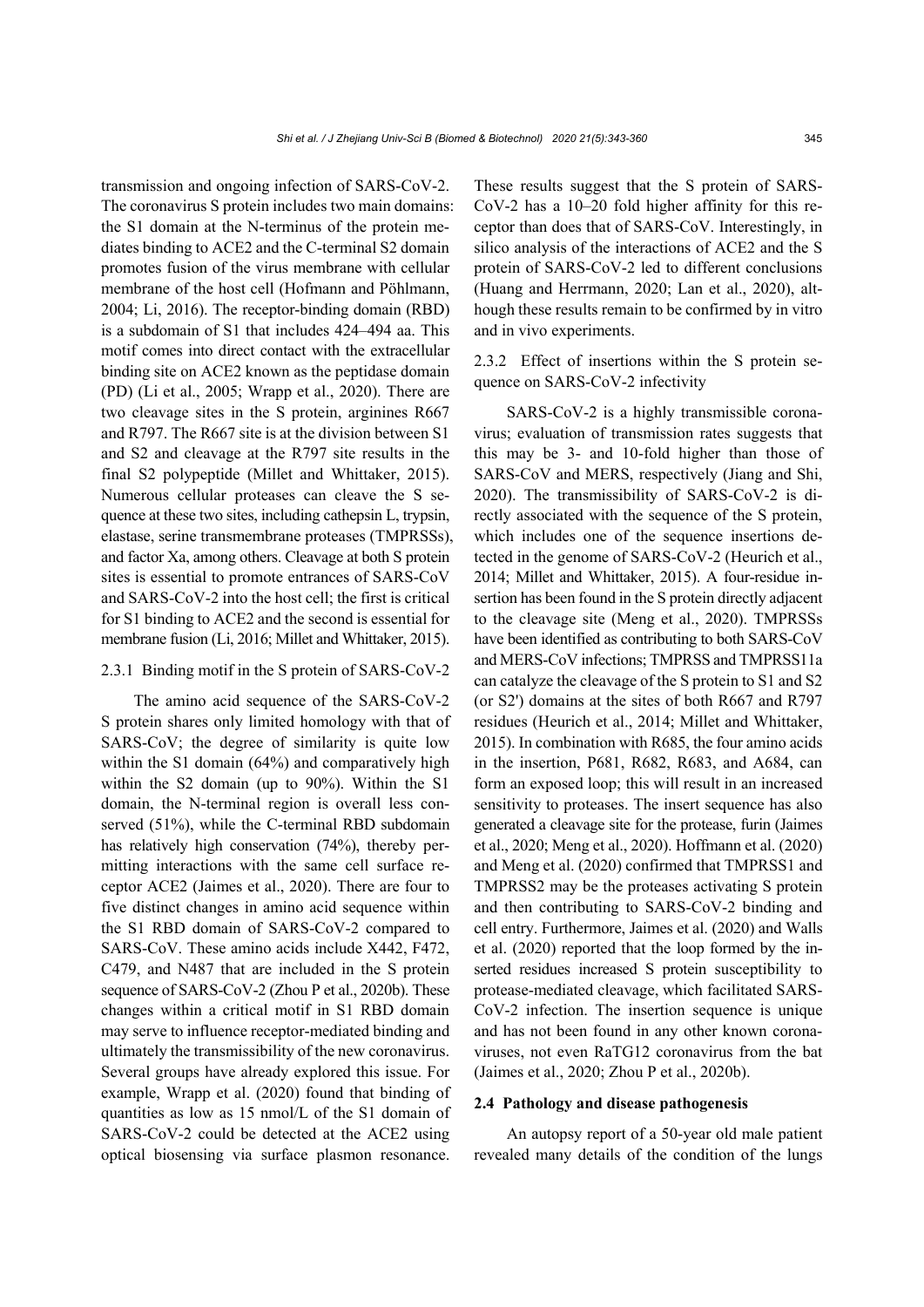transmission and ongoing infection of SARS-CoV-2. The coronavirus S protein includes two main domains: the S1 domain at the N-terminus of the protein mediates binding to ACE2 and the C-terminal S2 domain promotes fusion of the virus membrane with cellular membrane of the host cell (Hofmann and Pöhlmann, 2004; Li, 2016). The receptor-binding domain (RBD) is a subdomain of S1 that includes 424–494 aa. This motif comes into direct contact with the extracellular binding site on ACE2 known as the peptidase domain (PD) (Li et al., 2005; Wrapp et al., 2020). There are two cleavage sites in the S protein, arginines R667 and R797. The R667 site is at the division between S1 and S2 and cleavage at the R797 site results in the final S2 polypeptide (Millet and Whittaker, 2015). Numerous cellular proteases can cleave the S sequence at these two sites, including cathepsin L, trypsin, elastase, serine transmembrane proteases (TMPRSSs), and factor Xa, among others. Cleavage at both S protein sites is essential to promote entrances of SARS-CoV and SARS-CoV-2 into the host cell; the first is critical for S1 binding to ACE2 and the second is essential for membrane fusion (Li, 2016; Millet and Whittaker, 2015).

#### 2.3.1 Binding motif in the S protein of SARS-CoV-2

The amino acid sequence of the SARS-CoV-2 S protein shares only limited homology with that of SARS-CoV; the degree of similarity is quite low within the S1 domain (64%) and comparatively high within the S2 domain (up to 90%). Within the S1 domain, the N-terminal region is overall less conserved (51%), while the C-terminal RBD subdomain has relatively high conservation (74%), thereby permitting interactions with the same cell surface receptor ACE2 (Jaimes et al., 2020). There are four to five distinct changes in amino acid sequence within the S1 RBD domain of SARS-CoV-2 compared to SARS-CoV. These amino acids include X442, F472, C479, and N487 that are included in the S protein sequence of SARS-CoV-2 (Zhou P et al., 2020b). These changes within a critical motif in S1 RBD domain may serve to influence receptor-mediated binding and ultimately the transmissibility of the new coronavirus. Several groups have already explored this issue. For example, Wrapp et al. (2020) found that binding of quantities as low as 15 nmol/L of the S1 domain of SARS-CoV-2 could be detected at the ACE2 using optical biosensing via surface plasmon resonance. These results suggest that the S protein of SARS-CoV-2 has a 10–20 fold higher affinity for this receptor than does that of SARS-CoV. Interestingly, in silico analysis of the interactions of ACE2 and the S protein of SARS-CoV-2 led to different conclusions (Huang and Herrmann, 2020; Lan et al., 2020), although these results remain to be confirmed by in vitro and in vivo experiments.

#### 2.3.2 Effect of insertions within the S protein sequence on SARS-CoV-2 infectivity

SARS-CoV-2 is a highly transmissible coronavirus; evaluation of transmission rates suggests that this may be 3- and 10-fold higher than those of SARS-CoV and MERS, respectively (Jiang and Shi, 2020). The transmissibility of SARS-CoV-2 is directly associated with the sequence of the S protein, which includes one of the sequence insertions detected in the genome of SARS-CoV-2 (Heurich et al., 2014; Millet and Whittaker, 2015). A four-residue insertion has been found in the S protein directly adjacent to the cleavage site (Meng et al., 2020). TMPRSSs have been identified as contributing to both SARS-CoV and MERS-CoV infections; TMPRSS and TMPRSS11a can catalyze the cleavage of the S protein to S1 and S2 (or S2') domains at the sites of both R667 and R797 residues (Heurich et al., 2014; Millet and Whittaker, 2015). In combination with R685, the four amino acids in the insertion, P681, R682, R683, and A684, can form an exposed loop; this will result in an increased sensitivity to proteases. The insert sequence has also generated a cleavage site for the protease, furin (Jaimes et al., 2020; Meng et al., 2020). Hoffmann et al. (2020) and Meng et al. (2020) confirmed that TMPRSS1 and TMPRSS2 may be the proteases activating S protein and then contributing to SARS-CoV-2 binding and cell entry. Furthermore, Jaimes et al. (2020) and Walls et al. (2020) reported that the loop formed by the inserted residues increased S protein susceptibility to protease-mediated cleavage, which facilitated SARS-CoV-2 infection. The insertion sequence is unique and has not been found in any other known coronaviruses, not even RaTG12 coronavirus from the bat (Jaimes et al., 2020; Zhou P et al., 2020b).

### 2.4 Pathology and disease pathogenesis

An autopsy report of a 50-year old male patient revealed many details of the condition of the lungs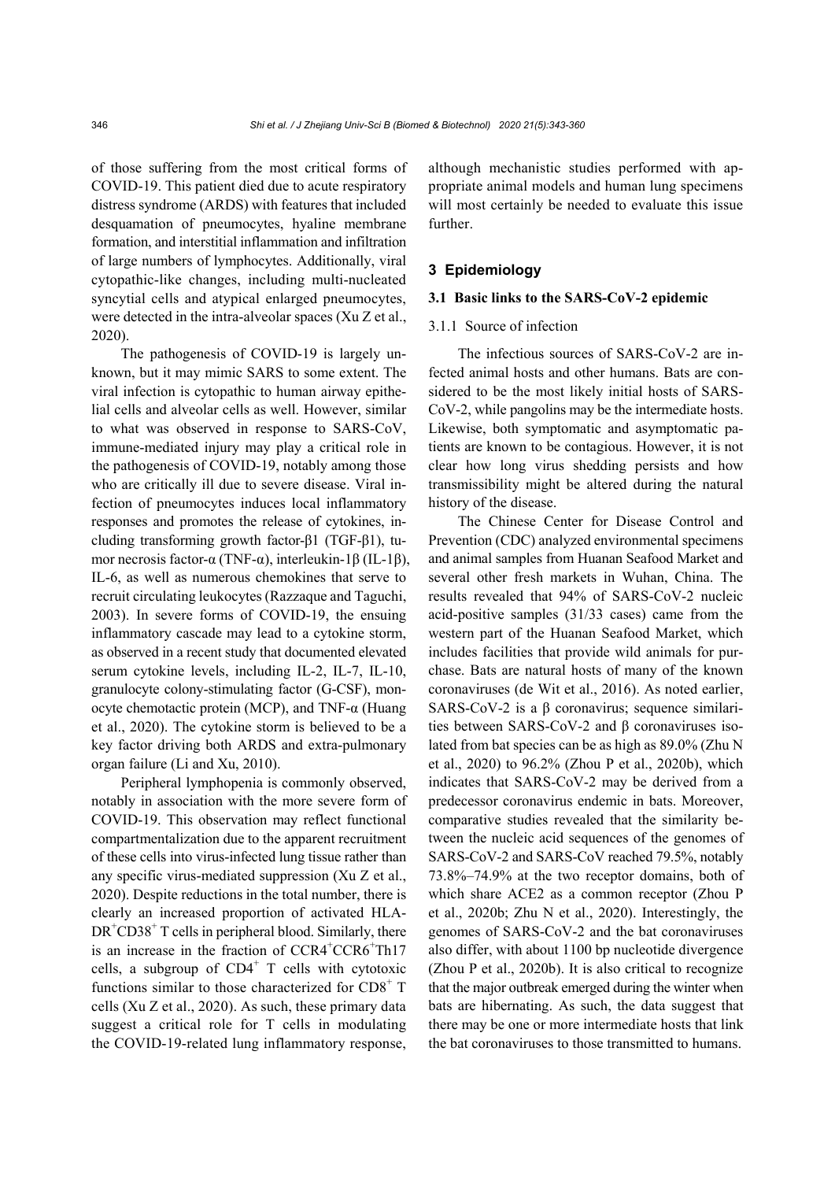of those suffering from the most critical forms of COVID-19. This patient died due to acute respiratory distress syndrome (ARDS) with features that included desquamation of pneumocytes, hyaline membrane formation, and interstitial inflammation and infiltration of large numbers of lymphocytes. Additionally, viral cytopathic-like changes, including multi-nucleated syncytial cells and atypical enlarged pneumocytes, were detected in the intra-alveolar spaces (Xu Z et al., 2020).

The pathogenesis of COVID-19 is largely unknown, but it may mimic SARS to some extent. The viral infection is cytopathic to human airway epithelial cells and alveolar cells as well. However, similar to what was observed in response to SARS-CoV, immune-mediated injury may play a critical role in the pathogenesis of COVID-19, notably among those who are critically ill due to severe disease. Viral infection of pneumocytes induces local inflammatory responses and promotes the release of cytokines, including transforming growth factor-β1 (TGF-β1), tumor necrosis factor-α (TNF-α), interleukin-1β (IL-1β), IL-6, as well as numerous chemokines that serve to recruit circulating leukocytes (Razzaque and Taguchi, 2003). In severe forms of COVID-19, the ensuing inflammatory cascade may lead to a cytokine storm, as observed in a recent study that documented elevated serum cytokine levels, including IL-2, IL-7, IL-10, granulocyte colony-stimulating factor (G-CSF), monocyte chemotactic protein (MCP), and TNF-α (Huang et al., 2020). The cytokine storm is believed to be a key factor driving both ARDS and extra-pulmonary organ failure (Li and Xu, 2010).

Peripheral lymphopenia is commonly observed, notably in association with the more severe form of COVID-19. This observation may reflect functional compartmentalization due to the apparent recruitment of these cells into virus-infected lung tissue rather than any specific virus-mediated suppression (Xu Z et al., 2020). Despite reductions in the total number, there is clearly an increased proportion of activated HLA-$DR^+CD38^+$ T cells in peripheral blood. Similarly, there is an increase in the fraction of $CCR4^+CCR6^+$Th17 cells, a subgroup of $CD4^+$ T cells with cytotoxic functions similar to those characterized for $CD8^+$ T cells (Xu Z et al., 2020). As such, these primary data suggest a critical role for T cells in modulating the COVID-19-related lung inflammatory response, although mechanistic studies performed with appropriate animal models and human lung specimens will most certainly be needed to evaluate this issue further.

## 3 Epidemiology

### 3.1 Basic links to the SARS-CoV-2 epidemic

#### 3.1.1 Source of infection

The infectious sources of SARS-CoV-2 are infected animal hosts and other humans. Bats are considered to be the most likely initial hosts of SARS-CoV-2, while pangolins may be the intermediate hosts. Likewise, both symptomatic and asymptomatic patients are known to be contagious. However, it is not clear how long virus shedding persists and how transmissibility might be altered during the natural history of the disease.

The Chinese Center for Disease Control and Prevention (CDC) analyzed environmental specimens and animal samples from Huanan Seafood Market and several other fresh markets in Wuhan, China. The results revealed that 94% of SARS-CoV-2 nucleic acid-positive samples (31/33 cases) came from the western part of the Huanan Seafood Market, which includes facilities that provide wild animals for purchase. Bats are natural hosts of many of the known coronaviruses (de Wit et al., 2016). As noted earlier, SARS-CoV-2 is a β coronavirus; sequence similarities between SARS-CoV-2 and β coronaviruses isolated from bat species can be as high as 89.0% (Zhu N et al., 2020) to 96.2% (Zhou P et al., 2020b), which indicates that SARS-CoV-2 may be derived from a predecessor coronavirus endemic in bats. Moreover, comparative studies revealed that the similarity between the nucleic acid sequences of the genomes of SARS-CoV-2 and SARS-CoV reached 79.5%, notably 73.8%–74.9% at the two receptor domains, both of which share ACE2 as a common receptor (Zhou P et al., 2020b; Zhu N et al., 2020). Interestingly, the genomes of SARS-CoV-2 and the bat coronaviruses also differ, with about 1100 bp nucleotide divergence (Zhou P et al., 2020b). It is also critical to recognize that the major outbreak emerged during the winter when bats are hibernating. As such, the data suggest that there may be one or more intermediate hosts that link the bat coronaviruses to those transmitted to humans.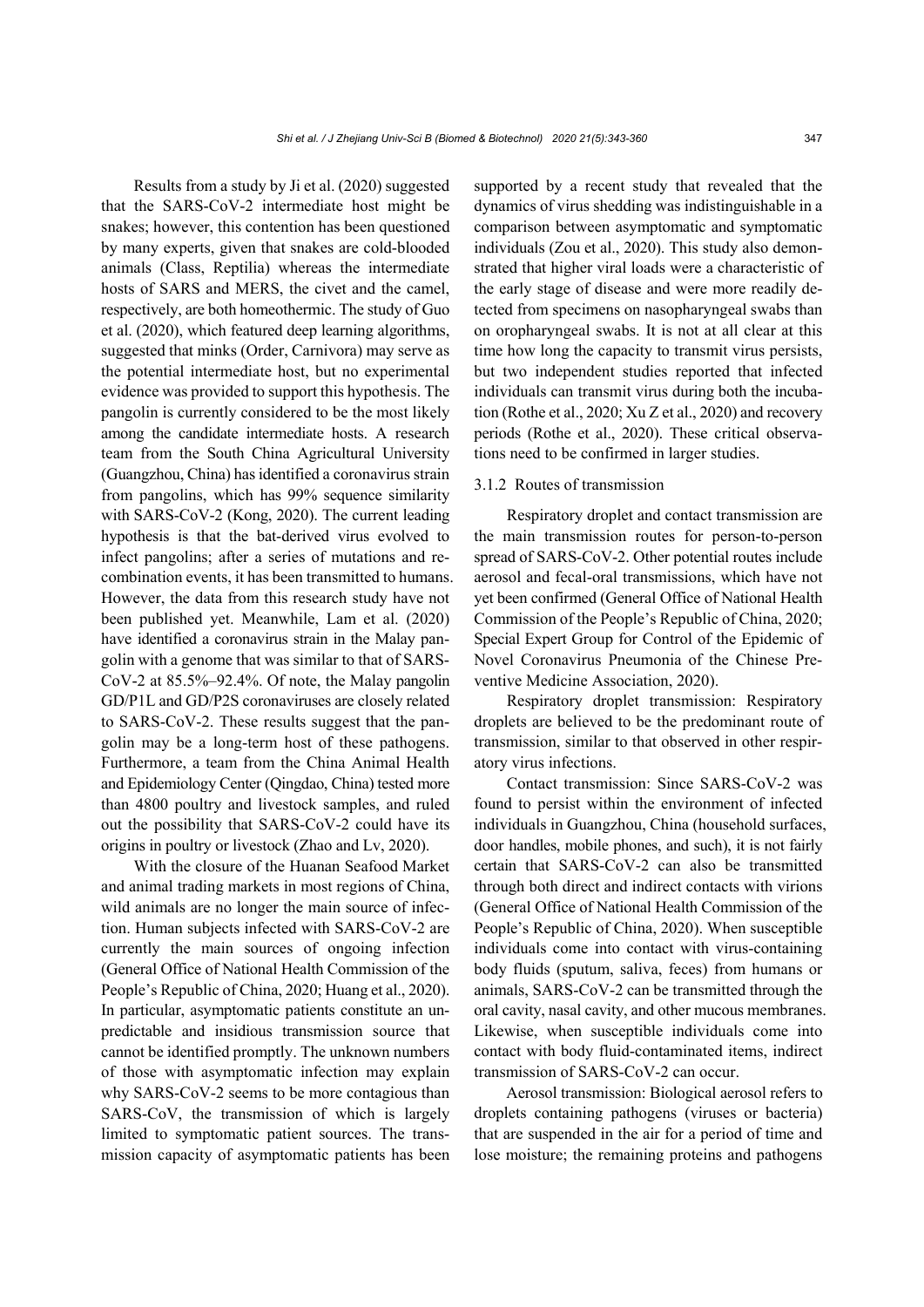Results from a study by Ji et al. (2020) suggested that the SARS-CoV-2 intermediate host might be snakes; however, this contention has been questioned by many experts, given that snakes are cold-blooded animals (Class, Reptilia) whereas the intermediate hosts of SARS and MERS, the civet and the camel, respectively, are both homeothermic. The study of Guo et al. (2020), which featured deep learning algorithms, suggested that minks (Order, Carnivora) may serve as the potential intermediate host, but no experimental evidence was provided to support this hypothesis. The pangolin is currently considered to be the most likely among the candidate intermediate hosts. A research team from the South China Agricultural University (Guangzhou, China) has identified a coronavirus strain from pangolins, which has 99% sequence similarity with SARS-CoV-2 (Kong, 2020). The current leading hypothesis is that the bat-derived virus evolved to infect pangolins; after a series of mutations and recombination events, it has been transmitted to humans. However, the data from this research study have not been published yet. Meanwhile, Lam et al. (2020) have identified a coronavirus strain in the Malay pangolin with a genome that was similar to that of SARS-CoV-2 at 85.5%–92.4%. Of note, the Malay pangolin GD/P1L and GD/P2S coronaviruses are closely related to SARS-CoV-2. These results suggest that the pangolin may be a long-term host of these pathogens. Furthermore, a team from the China Animal Health and Epidemiology Center (Qingdao, China) tested more than 4800 poultry and livestock samples, and ruled out the possibility that SARS-CoV-2 could have its origins in poultry or livestock (Zhao and Lv, 2020).

With the closure of the Huanan Seafood Market and animal trading markets in most regions of China, wild animals are no longer the main source of infection. Human subjects infected with SARS-CoV-2 are currently the main sources of ongoing infection (General Office of National Health Commission of the People's Republic of China, 2020; Huang et al., 2020). In particular, asymptomatic patients constitute an unpredictable and insidious transmission source that cannot be identified promptly. The unknown numbers of those with asymptomatic infection may explain why SARS-CoV-2 seems to be more contagious than SARS-CoV, the transmission of which is largely limited to symptomatic patient sources. The transmission capacity of asymptomatic patients has been supported by a recent study that revealed that the dynamics of virus shedding was indistinguishable in a comparison between asymptomatic and symptomatic individuals (Zou et al., 2020). This study also demonstrated that higher viral loads were a characteristic of the early stage of disease and were more readily detected from specimens on nasopharyngeal swabs than on oropharyngeal swabs. It is not at all clear at this time how long the capacity to transmit virus persists, but two independent studies reported that infected individuals can transmit virus during both the incubation (Rothe et al., 2020; Xu Z et al., 2020) and recovery periods (Rothe et al., 2020). These critical observations need to be confirmed in larger studies.

### 3.1.2 Routes of transmission

Respiratory droplet and contact transmission are the main transmission routes for person-to-person spread of SARS-CoV-2. Other potential routes include aerosol and fecal-oral transmissions, which have not yet been confirmed (General Office of National Health Commission of the People's Republic of China, 2020; Special Expert Group for Control of the Epidemic of Novel Coronavirus Pneumonia of the Chinese Preventive Medicine Association, 2020).

Respiratory droplet transmission: Respiratory droplets are believed to be the predominant route of transmission, similar to that observed in other respiratory virus infections.

Contact transmission: Since SARS-CoV-2 was found to persist within the environment of infected individuals in Guangzhou, China (household surfaces, door handles, mobile phones, and such), it is not fairly certain that SARS-CoV-2 can also be transmitted through both direct and indirect contacts with virions (General Office of National Health Commission of the People's Republic of China, 2020). When susceptible individuals come into contact with virus-containing body fluids (sputum, saliva, feces) from humans or animals, SARS-CoV-2 can be transmitted through the oral cavity, nasal cavity, and other mucous membranes. Likewise, when susceptible individuals come into contact with body fluid-contaminated items, indirect transmission of SARS-CoV-2 can occur.

Aerosol transmission: Biological aerosol refers to droplets containing pathogens (viruses or bacteria) that are suspended in the air for a period of time and lose moisture; the remaining proteins and pathogens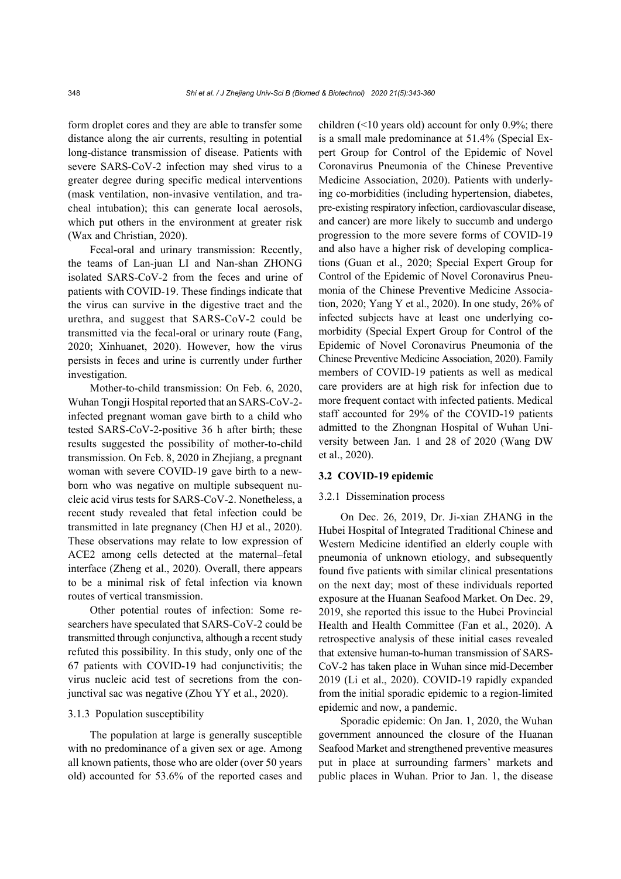form droplet cores and they are able to transfer some distance along the air currents, resulting in potential long-distance transmission of disease. Patients with severe SARS-CoV-2 infection may shed virus to a greater degree during specific medical interventions (mask ventilation, non-invasive ventilation, and tracheal intubation); this can generate local aerosols, which put others in the environment at greater risk (Wax and Christian, 2020).

Fecal-oral and urinary transmission: Recently, the teams of Lan-juan LI and Nan-shan ZHONG isolated SARS-CoV-2 from the feces and urine of patients with COVID-19. These findings indicate that the virus can survive in the digestive tract and the urethra, and suggest that SARS-CoV-2 could be transmitted via the fecal-oral or urinary route (Fang, 2020; Xinhuanet, 2020). However, how the virus persists in feces and urine is currently under further investigation.

Mother-to-child transmission: On Feb. 6, 2020, Wuhan Tongji Hospital reported that an SARS-CoV-2-infected pregnant woman gave birth to a child who tested SARS-CoV-2-positive 36 h after birth; these results suggested the possibility of mother-to-child transmission. On Feb. 8, 2020 in Zhejiang, a pregnant woman with severe COVID-19 gave birth to a newborn who was negative on multiple subsequent nucleic acid virus tests for SARS-CoV-2. Nonetheless, a recent study revealed that fetal infection could be transmitted in late pregnancy (Chen HJ et al., 2020). These observations may relate to low expression of ACE2 among cells detected at the maternal–fetal interface (Zheng et al., 2020). Overall, there appears to be a minimal risk of fetal infection via known routes of vertical transmission.

Other potential routes of infection: Some researchers have speculated that SARS-CoV-2 could be transmitted through conjunctiva, although a recent study refuted this possibility. In this study, only one of the 67 patients with COVID-19 had conjunctivitis; the virus nucleic acid test of secretions from the conjunctival sac was negative (Zhou YY et al., 2020).

#### 3.1.3 Population susceptibility

The population at large is generally susceptible with no predominance of a given sex or age. Among all known patients, those who are older (over 50 years old) accounted for 53.6% of the reported cases and children (<10 years old) account for only 0.9%; there is a small male predominance at 51.4% (Special Expert Group for Control of the Epidemic of Novel Coronavirus Pneumonia of the Chinese Preventive Medicine Association, 2020). Patients with underlying co-morbidities (including hypertension, diabetes, pre-existing respiratory infection, cardiovascular disease, and cancer) are more likely to succumb and undergo progression to the more severe forms of COVID-19 and also have a higher risk of developing complications (Guan et al., 2020; Special Expert Group for Control of the Epidemic of Novel Coronavirus Pneumonia of the Chinese Preventive Medicine Association, 2020; Yang Y et al., 2020). In one study, 26% of infected subjects have at least one underlying co-morbidity (Special Expert Group for Control of the Epidemic of Novel Coronavirus Pneumonia of the Chinese Preventive Medicine Association, 2020). Family members of COVID-19 patients as well as medical care providers are at high risk for infection due to more frequent contact with infected patients. Medical staff accounted for 29% of the COVID-19 patients admitted to the Zhongnan Hospital of Wuhan University between Jan. 1 and 28 of 2020 (Wang DW et al., 2020).

### 3.2 COVID-19 epidemic

#### 3.2.1 Dissemination process

On Dec. 26, 2019, Dr. Ji-xian ZHANG in the Hubei Hospital of Integrated Traditional Chinese and Western Medicine identified an elderly couple with pneumonia of unknown etiology, and subsequently found five patients with similar clinical presentations on the next day; most of these individuals reported exposure at the Huanan Seafood Market. On Dec. 29, 2019, she reported this issue to the Hubei Provincial Health and Health Committee (Fan et al., 2020). A retrospective analysis of these initial cases revealed that extensive human-to-human transmission of SARS-CoV-2 has taken place in Wuhan since mid-December 2019 (Li et al., 2020). COVID-19 rapidly expanded from the initial sporadic epidemic to a region-limited epidemic and now, a pandemic.

Sporadic epidemic: On Jan. 1, 2020, the Wuhan government announced the closure of the Huanan Seafood Market and strengthened preventive measures put in place at surrounding farmers' markets and public places in Wuhan. Prior to Jan. 1, the disease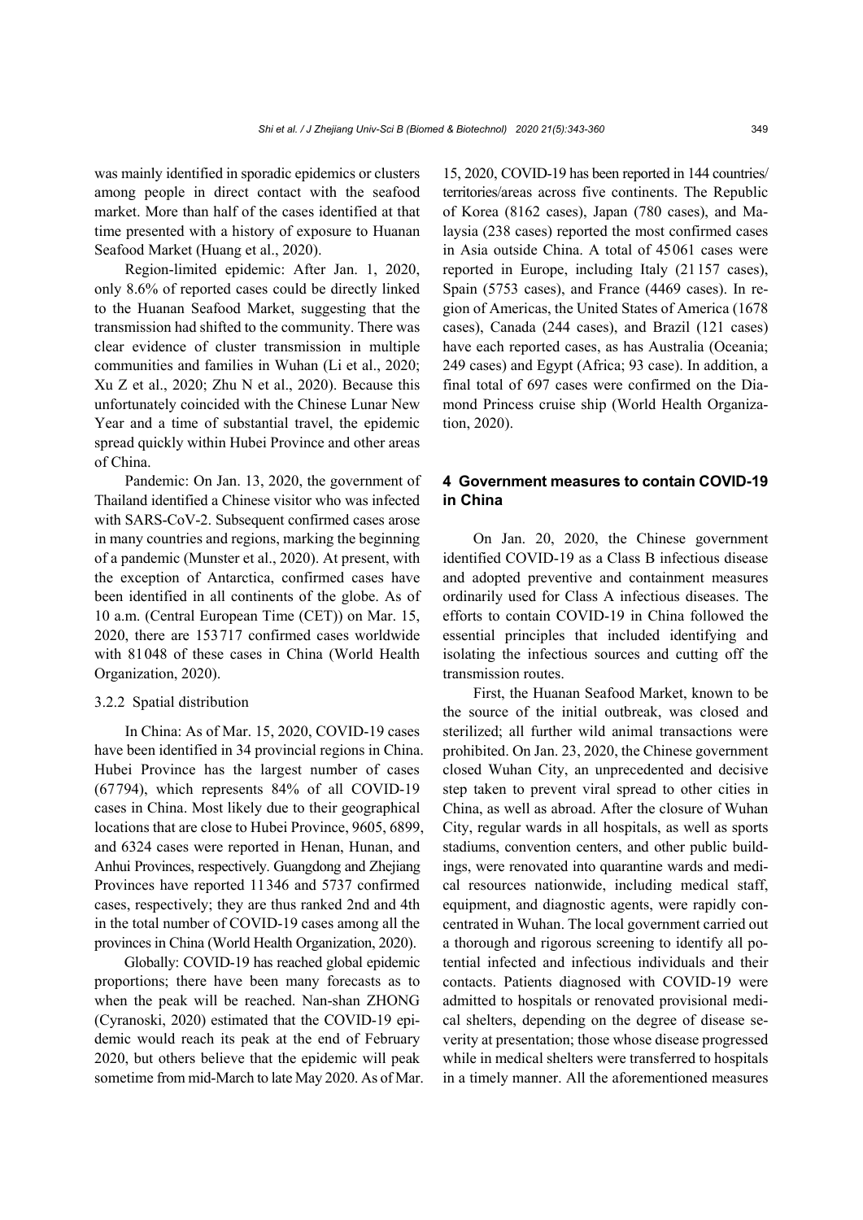was mainly identified in sporadic epidemics or clusters among people in direct contact with the seafood market. More than half of the cases identified at that time presented with a history of exposure to Huanan Seafood Market (Huang et al., 2020).

Region-limited epidemic: After Jan. 1, 2020, only 8.6% of reported cases could be directly linked to the Huanan Seafood Market, suggesting that the transmission had shifted to the community. There was clear evidence of cluster transmission in multiple communities and families in Wuhan (Li et al., 2020; Xu Z et al., 2020; Zhu N et al., 2020). Because this unfortunately coincided with the Chinese Lunar New Year and a time of substantial travel, the epidemic spread quickly within Hubei Province and other areas of China.

Pandemic: On Jan. 13, 2020, the government of Thailand identified a Chinese visitor who was infected with SARS-CoV-2. Subsequent confirmed cases arose in many countries and regions, marking the beginning of a pandemic (Munster et al., 2020). At present, with the exception of Antarctica, confirmed cases have been identified in all continents of the globe. As of 10 a.m. (Central European Time (CET)) on Mar. 15, 2020, there are 153 717 confirmed cases worldwide with 81 048 of these cases in China (World Health Organization, 2020).

#### 3.2.2 Spatial distribution

In China: As of Mar. 15, 2020, COVID-19 cases have been identified in 34 provincial regions in China. Hubei Province has the largest number of cases (67 794), which represents 84% of all COVID-19 cases in China. Most likely due to their geographical locations that are close to Hubei Province, 9605, 6899, and 6324 cases were reported in Henan, Hunan, and Anhui Provinces, respectively. Guangdong and Zhejiang Provinces have reported 11 346 and 5737 confirmed cases, respectively; they are thus ranked 2nd and 4th in the total number of COVID-19 cases among all the provinces in China (World Health Organization, 2020).

Globally: COVID-19 has reached global epidemic proportions; there have been many forecasts as to when the peak will be reached. Nan-shan ZHONG (Cyranoski, 2020) estimated that the COVID-19 epidemic would reach its peak at the end of February 2020, but others believe that the epidemic will peak sometime from mid-March to late May 2020. As of Mar. 15, 2020, COVID-19 has been reported in 144 countries/territories/areas across five continents. The Republic of Korea (8162 cases), Japan (780 cases), and Malaysia (238 cases) reported the most confirmed cases in Asia outside China. A total of 45 061 cases were reported in Europe, including Italy (21 157 cases), Spain (5753 cases), and France (4469 cases). In region of Americas, the United States of America (1678 cases), Canada (244 cases), and Brazil (121 cases) have each reported cases, as has Australia (Oceania; 249 cases) and Egypt (Africa; 93 case). In addition, a final total of 697 cases were confirmed on the Diamond Princess cruise ship (World Health Organization, 2020).

## 4 Government measures to contain COVID-19 in China

On Jan. 20, 2020, the Chinese government identified COVID-19 as a Class B infectious disease and adopted preventive and containment measures ordinarily used for Class A infectious diseases. The efforts to contain COVID-19 in China followed the essential principles that included identifying and isolating the infectious sources and cutting off the transmission routes.

First, the Huanan Seafood Market, known to be the source of the initial outbreak, was closed and sterilized; all further wild animal transactions were prohibited. On Jan. 23, 2020, the Chinese government closed Wuhan City, an unprecedented and decisive step taken to prevent viral spread to other cities in China, as well as abroad. After the closure of Wuhan City, regular wards in all hospitals, as well as sports stadiums, convention centers, and other public buildings, were renovated into quarantine wards and medical resources nationwide, including medical staff, equipment, and diagnostic agents, were rapidly concentrated in Wuhan. The local government carried out a thorough and rigorous screening to identify all potential infected and infectious individuals and their contacts. Patients diagnosed with COVID-19 were admitted to hospitals or renovated provisional medical shelters, depending on the degree of disease severity at presentation; those whose disease progressed while in medical shelters were transferred to hospitals in a timely manner. All the aforementioned measures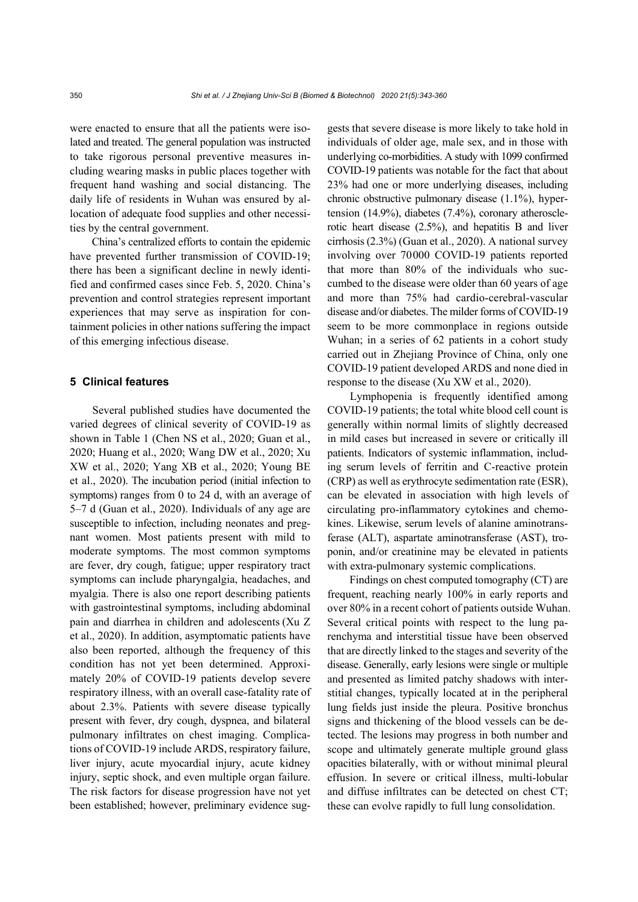were enacted to ensure that all the patients were isolated and treated. The general population was instructed to take rigorous personal preventive measures including wearing masks in public places together with frequent hand washing and social distancing. The daily life of residents in Wuhan was ensured by allocation of adequate food supplies and other necessities by the central government.

China's centralized efforts to contain the epidemic have prevented further transmission of COVID-19; there has been a significant decline in newly identified and confirmed cases since Feb. 5, 2020. China's prevention and control strategies represent important experiences that may serve as inspiration for containment policies in other nations suffering the impact of this emerging infectious disease.

## 5 Clinical features

Several published studies have documented the varied degrees of clinical severity of COVID-19 as shown in Table 1 (Chen NS et al., 2020; Guan et al., 2020; Huang et al., 2020; Wang DW et al., 2020; Xu XW et al., 2020; Yang XB et al., 2020; Young BE et al., 2020). The incubation period (initial infection to symptoms) ranges from 0 to 24 d, with an average of 5–7 d (Guan et al., 2020). Individuals of any age are susceptible to infection, including neonates and pregnant women. Most patients present with mild to moderate symptoms. The most common symptoms are fever, dry cough, fatigue; upper respiratory tract symptoms can include pharyngalgia, headaches, and myalgia. There is also one report describing patients with gastrointestinal symptoms, including abdominal pain and diarrhea in children and adolescents (Xu Z et al., 2020). In addition, asymptomatic patients have also been reported, although the frequency of this condition has not yet been determined. Approximately 20% of COVID-19 patients develop severe respiratory illness, with an overall case-fatality rate of about 2.3%. Patients with severe disease typically present with fever, dry cough, dyspnea, and bilateral pulmonary infiltrates on chest imaging. Complications of COVID-19 include ARDS, respiratory failure, liver injury, acute myocardial injury, acute kidney injury, septic shock, and even multiple organ failure. The risk factors for disease progression have not yet been established; however, preliminary evidence suggests that severe disease is more likely to take hold in individuals of older age, male sex, and in those with underlying co-morbidities. A study with 1099 confirmed COVID-19 patients was notable for the fact that about 23% had one or more underlying diseases, including chronic obstructive pulmonary disease (1.1%), hypertension (14.9%), diabetes (7.4%), coronary atherosclerotic heart disease (2.5%), and hepatitis B and liver cirrhosis (2.3%) (Guan et al., 2020). A national survey involving over 70000 COVID-19 patients reported that more than 80% of the individuals who succumbed to the disease were older than 60 years of age and more than 75% had cardio-cerebral-vascular disease and/or diabetes. The milder forms of COVID-19 seem to be more commonplace in regions outside Wuhan; in a series of 62 patients in a cohort study carried out in Zhejiang Province of China, only one COVID-19 patient developed ARDS and none died in response to the disease (Xu XW et al., 2020).

Lymphopenia is frequently identified among COVID-19 patients; the total white blood cell count is generally within normal limits of slightly decreased in mild cases but increased in severe or critically ill patients. Indicators of systemic inflammation, including serum levels of ferritin and C-reactive protein (CRP) as well as erythrocyte sedimentation rate (ESR), can be elevated in association with high levels of circulating pro-inflammatory cytokines and chemokines. Likewise, serum levels of alanine aminotransferase (ALT), aspartate aminotransferase (AST), troponin, and/or creatinine may be elevated in patients with extra-pulmonary systemic complications.

Findings on chest computed tomography (CT) are frequent, reaching nearly 100% in early reports and over 80% in a recent cohort of patients outside Wuhan. Several critical points with respect to the lung parenchyma and interstitial tissue have been observed that are directly linked to the stages and severity of the disease. Generally, early lesions were single or multiple and presented as limited patchy shadows with interstitial changes, typically located at in the peripheral lung fields just inside the pleura. Positive bronchus signs and thickening of the blood vessels can be detected. The lesions may progress in both number and scope and ultimately generate multiple ground glass opacities bilaterally, with or without minimal pleural effusion. In severe or critical illness, multi-lobular and diffuse infiltrates can be detected on chest CT; these can evolve rapidly to full lung consolidation.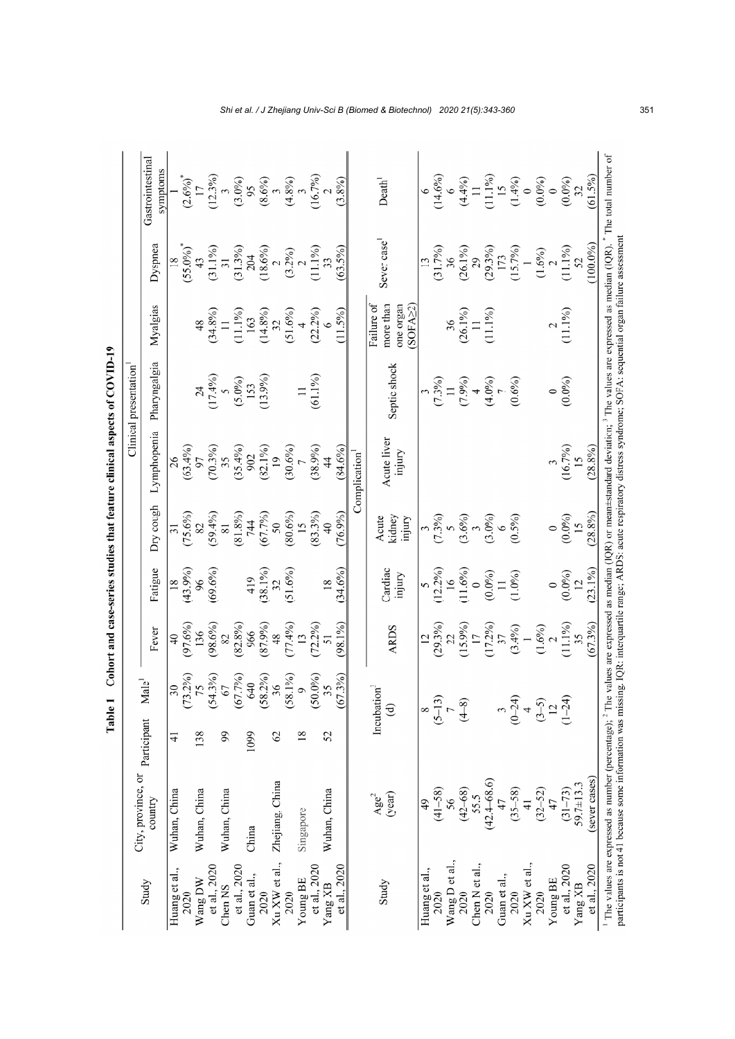**Table 1 Cohort and case-series studies that feature clinical aspects of COVID-19**

| Study | City, province, or country | Participant | Male[1] | Clinical presentation[1] | | | | | | | |
|---|---|---|---|---|---|---|---|---|---|---|---|
| | | | | Fever | Fatigue | Dry cough | Lymphopenia | Pharyngalgia | Myalgias | Dyspnea | Gastrointestinal symptoms |
| Huang et al., 2020 | Wuhan, China | 41 | 30 (73.2%) | 40 (97.6%) | 18 (43.9%) | 31 (75.6%) | 26 (63.4%) | | | 18 (55.0%)* | 1 (2.6%)* |
| Wang DW et al., 2020 | Wuhan, China | 138 | 75 (54.3%) | 136 (98.6%) | 96 (69.6%) | 82 (59.4%) | 97 (70.3%) | 24 (17.4%) | 48 (34.8%) | 43 (31.1%) | 17 (12.3%) |
| Chen NS et al., 2020 | Wuhan, China | 99 | 67 (67.7%) | 82 (82.8%) | | 81 (81.8%) | 35 (35.4%) | 5 (5.0%) | 11 (11.1%) | 31 (31.3%) | 3 (3.0%) |
| Guan et al., 2020 | China | 1099 | 640 (58.2%) | 966 (87.9%) | 419 (38.1%) | 744 (67.7%) | 902 (82.1%) | 153 (13.9%) | 163 (14.8%) | 204 (18.6%) | 95 (8.6%) |
| Xu XW et al., 2020 | Zhejiang, China | 62 | 36 (58.1%) | 48 (77.4%) | 32 (51.6%) | 50 (80.6%) | 19 (30.6%) | | 32 (51.6%) | 2 (3.2%) | 3 (4.8%) |
| Young BE et al., 2020 | Singapore | 18 | 9 (50.0%) | 13 (72.2%) | | 15 (83.3%) | 7 (38.9%) | 11 (61.1%) | 4 (22.2%) | 2 (11.1%) | 3 (16.7%) |
| Yang XB et al., 2020 | Wuhan, China | 52 | 35 (67.3%) | 51 (98.1%) | 18 (34.6%) | 40 (76.9%) | 44 (84.6%) | | 6 (11.5%) | 33 (63.5%) | 2 (3.8%) |

| Study | Age[2] (year) | Incubation[3] (d) | Complication[1] | | | | | | | |
|---|---|---|---|---|---|---|---|---|---|---|
| | | | ARDS | Cardiac injury | Acute kidney injury | Acute liver injury | Septic shock | Failure of more than one organ (SOFA≥2) | Severe case[1] | Death[1] |
| Huang et al., 2020 | 49 (41–58) | 8 (5–13) | 12 (29.3%) | 5 (12.2%) | 3 (7.3%) | | 3 (7.3%) | | 13 (31.7%) | 6 (14.6%) |
| Wang D et al., 2020 | 56 (42–68) | 7 (4–8) | 22 (15.9%) | 16 (11.6%) | 5 (3.6%) | | 11 (7.9%) | 36 (26.1%) | 36 (26.1%) | 6 (4.4%) |
| Chen N et al., 2020 | 55.5 (42.4–68.6) | | 17 (17.2%) | 0 (0.0%) | 3 (3.0%) | | 4 (4.0%) | 11 (11.1%) | 29 (29.3%) | 11 (11.1%) |
| Guan et al., 2020 | 47 (35–58) | 3 (0–24) | 37 (3.4%) | 11 (1.0%) | 6 (0.5%) | | 7 (0.6%) | | 173 (15.7%) | 15 (1.4%) |
| Xu XW et al., 2020 | 41 (32–52) | 4 (3–5) | 1 (1.6%) | | | | | | 1 (1.6%) | 0 (0.0%) |
| Young BE et al., 2020 | 47 (31–73) | 12 (1–24) | 2 (11.1%) | 0 (0.0%) | 0 (0.0%) | 3 (16.7%) | 0 (0.0%) | 2 (11.1%) | 2 (11.1%) | 0 (0.0%) |
| Yang XB et al., 2020 | 59.7±13.3 (sever cases) | | 35 (67.3%) | 12 (23.1%) | 15 (28.8%) | 15 (28.8%) | | | 52 (100.0%) | 32 (61.5%) |

[1] The values are expressed as number (percentage); [2] The values are expressed as median (IQR) or mean±standard deviation; [3] The values are expressed as median (IQR). * The total number of participants is not 41 because some information was missing. IQR: interquartile range; ARDS: acute respiratory distress syndrome; SOFA: sequential organ failure assessment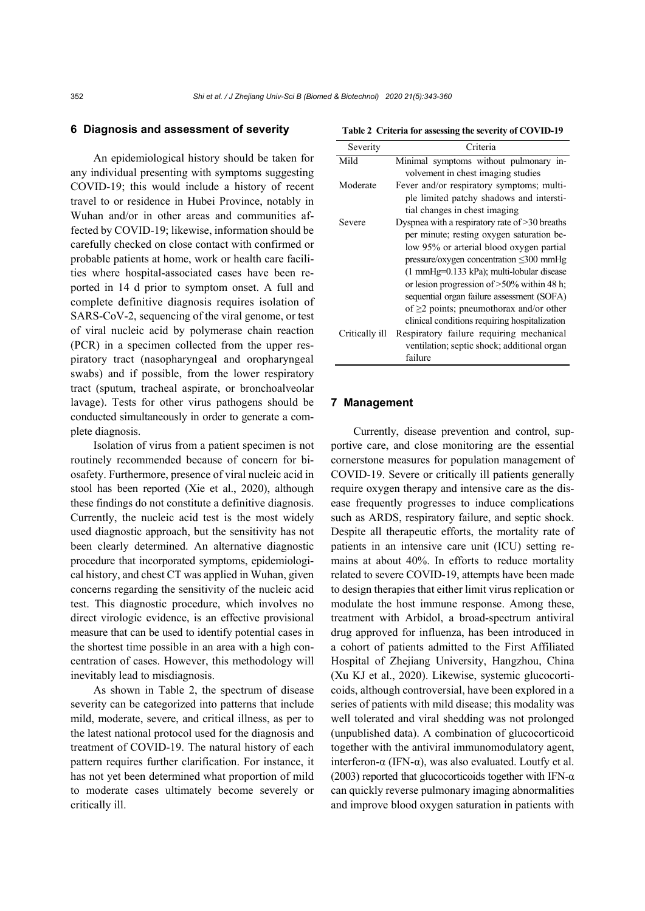## 6 Diagnosis and assessment of severity

An epidemiological history should be taken for any individual presenting with symptoms suggesting COVID-19; this would include a history of recent travel to or residence in Hubei Province, notably in Wuhan and/or in other areas and communities affected by COVID-19; likewise, information should be carefully checked on close contact with confirmed or probable patients at home, work or health care facilities where hospital-associated cases have been reported in 14 d prior to symptom onset. A full and complete definitive diagnosis requires isolation of SARS-CoV-2, sequencing of the viral genome, or test of viral nucleic acid by polymerase chain reaction (PCR) in a specimen collected from the upper respiratory tract (nasopharyngeal and oropharyngeal swabs) and if possible, from the lower respiratory tract (sputum, tracheal aspirate, or bronchoalveolar lavage). Tests for other virus pathogens should be conducted simultaneously in order to generate a complete diagnosis.

Isolation of virus from a patient specimen is not routinely recommended because of concern for biosafety. Furthermore, presence of viral nucleic acid in stool has been reported (Xie et al., 2020), although these findings do not constitute a definitive diagnosis. Currently, the nucleic acid test is the most widely used diagnostic approach, but the sensitivity has not been clearly determined. An alternative diagnostic procedure that incorporated symptoms, epidemiological history, and chest CT was applied in Wuhan, given concerns regarding the sensitivity of the nucleic acid test. This diagnostic procedure, which involves no direct virologic evidence, is an effective provisional measure that can be used to identify potential cases in the shortest time possible in an area with a high concentration of cases. However, this methodology will inevitably lead to misdiagnosis.

As shown in Table 2, the spectrum of disease severity can be categorized into patterns that include mild, moderate, severe, and critical illness, as per to the latest national protocol used for the diagnosis and treatment of COVID-19. The natural history of each pattern requires further clarification. For instance, it has not yet been determined what proportion of mild to moderate cases ultimately become severely or critically ill.

**Table 2 Criteria for assessing the severity of COVID-19**

| Severity | Criteria |
|---|---|
| Mild | Minimal symptoms without pulmonary involvement in chest imaging studies |
| Moderate | Fever and/or respiratory symptoms; multiple limited patchy shadows and interstitial changes in chest imaging |
| Severe | Dyspnea with a respiratory rate of >30 breaths per minute; resting oxygen saturation below 95% or arterial blood oxygen partial pressure/oxygen concentration ≤300 mmHg (1 mmHg=0.133 kPa); multi-lobular disease or lesion progression of >50% within 48 h; sequential organ failure assessment (SOFA) of ≥2 points; pneumothorax and/or other clinical conditions requiring hospitalization |
| Critically ill | Respiratory failure requiring mechanical ventilation; septic shock; additional organ failure |

## 7 Management

Currently, disease prevention and control, supportive care, and close monitoring are the essential cornerstone measures for population management of COVID-19. Severe or critically ill patients generally require oxygen therapy and intensive care as the disease frequently progresses to induce complications such as ARDS, respiratory failure, and septic shock. Despite all therapeutic efforts, the mortality rate of patients in an intensive care unit (ICU) setting remains at about 40%. In efforts to reduce mortality related to severe COVID-19, attempts have been made to design therapies that either limit virus replication or modulate the host immune response. Among these, treatment with Arbidol, a broad-spectrum antiviral drug approved for influenza, has been introduced in a cohort of patients admitted to the First Affiliated Hospital of Zhejiang University, Hangzhou, China (Xu KJ et al., 2020). Likewise, systemic glucocorticoids, although controversial, have been explored in a series of patients with mild disease; this modality was well tolerated and viral shedding was not prolonged (unpublished data). A combination of glucocorticoid together with the antiviral immunomodulatory agent, interferon-α (IFN-α), was also evaluated. Loutfy et al. (2003) reported that glucocorticoids together with IFN-α can quickly reverse pulmonary imaging abnormalities and improve blood oxygen saturation in patients with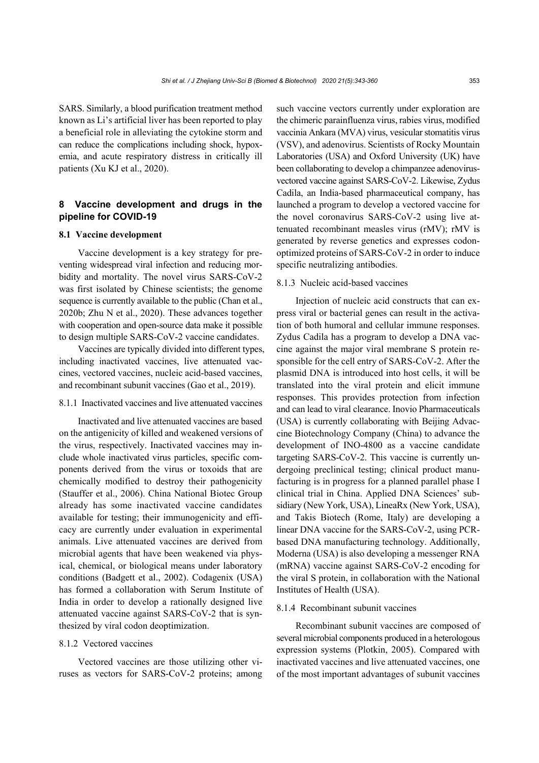SARS. Similarly, a blood purification treatment method known as Li's artificial liver has been reported to play a beneficial role in alleviating the cytokine storm and can reduce the complications including shock, hypoxemia, and acute respiratory distress in critically ill patients (Xu KJ et al., 2020).

## 8 Vaccine development and drugs in the pipeline for COVID-19

### 8.1 Vaccine development

Vaccine development is a key strategy for preventing widespread viral infection and reducing morbidity and mortality. The novel virus SARS-CoV-2 was first isolated by Chinese scientists; the genome sequence is currently available to the public (Chan et al., 2020b; Zhu N et al., 2020). These advances together with cooperation and open-source data make it possible to design multiple SARS-CoV-2 vaccine candidates.

Vaccines are typically divided into different types, including inactivated vaccines, live attenuated vaccines, vectored vaccines, nucleic acid-based vaccines, and recombinant subunit vaccines (Gao et al., 2019).

#### 8.1.1 Inactivated vaccines and live attenuated vaccines

Inactivated and live attenuated vaccines are based on the antigenicity of killed and weakened versions of the virus, respectively. Inactivated vaccines may include whole inactivated virus particles, specific components derived from the virus or toxoids that are chemically modified to destroy their pathogenicity (Stauffer et al., 2006). China National Biotec Group already has some inactivated vaccine candidates available for testing; their immunogenicity and efficacy are currently under evaluation in experimental animals. Live attenuated vaccines are derived from microbial agents that have been weakened via physical, chemical, or biological means under laboratory conditions (Badgett et al., 2002). Codagenix (USA) has formed a collaboration with Serum Institute of India in order to develop a rationally designed live attenuated vaccine against SARS-CoV-2 that is synthesized by viral codon deoptimization.

#### 8.1.2 Vectored vaccines

Vectored vaccines are those utilizing other viruses as vectors for SARS-CoV-2 proteins; among such vaccine vectors currently under exploration are the chimeric parainfluenza virus, rabies virus, modified vaccinia Ankara (MVA) virus, vesicular stomatitis virus (VSV), and adenovirus. Scientists of Rocky Mountain Laboratories (USA) and Oxford University (UK) have been collaborating to develop a chimpanzee adenovirus-vectored vaccine against SARS-CoV-2. Likewise, Zydus Cadila, an India-based pharmaceutical company, has launched a program to develop a vectored vaccine for the novel coronavirus SARS-CoV-2 using live attenuated recombinant measles virus (rMV); rMV is generated by reverse genetics and expresses codon-optimized proteins of SARS-CoV-2 in order to induce specific neutralizing antibodies.

#### 8.1.3 Nucleic acid-based vaccines

Injection of nucleic acid constructs that can express viral or bacterial genes can result in the activation of both humoral and cellular immune responses. Zydus Cadila has a program to develop a DNA vaccine against the major viral membrane S protein responsible for the cell entry of SARS-CoV-2. After the plasmid DNA is introduced into host cells, it will be translated into the viral protein and elicit immune responses. This provides protection from infection and can lead to viral clearance. Inovio Pharmaceuticals (USA) is currently collaborating with Beijing Advaccine Biotechnology Company (China) to advance the development of INO-4800 as a vaccine candidate targeting SARS-CoV-2. This vaccine is currently undergoing preclinical testing; clinical product manufacturing is in progress for a planned parallel phase I clinical trial in China. Applied DNA Sciences' subsidiary (New York, USA), LineaRx (New York, USA), and Takis Biotech (Rome, Italy) are developing a linear DNA vaccine for the SARS-CoV-2, using PCR-based DNA manufacturing technology. Additionally, Moderna (USA) is also developing a messenger RNA (mRNA) vaccine against SARS-CoV-2 encoding for the viral S protein, in collaboration with the National Institutes of Health (USA).

#### 8.1.4 Recombinant subunit vaccines

Recombinant subunit vaccines are composed of several microbial components produced in a heterologous expression systems (Plotkin, 2005). Compared with inactivated vaccines and live attenuated vaccines, one of the most important advantages of subunit vaccines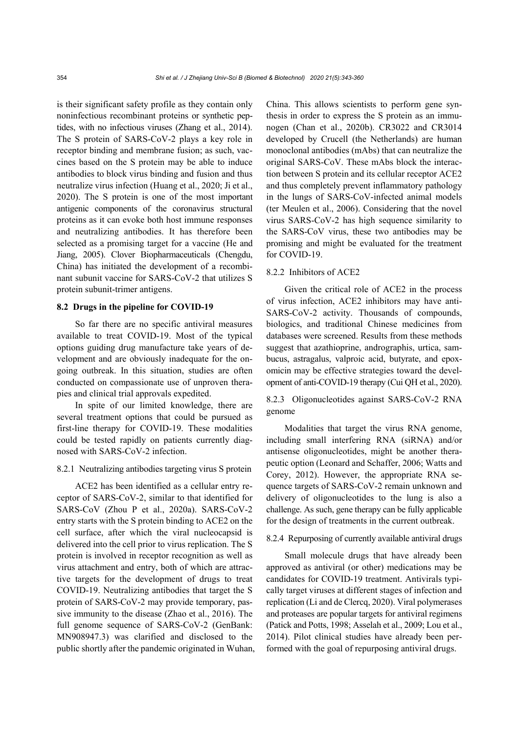is their significant safety profile as they contain only noninfectious recombinant proteins or synthetic peptides, with no infectious viruses (Zhang et al., 2014). The S protein of SARS-CoV-2 plays a key role in receptor binding and membrane fusion; as such, vaccines based on the S protein may be able to induce antibodies to block virus binding and fusion and thus neutralize virus infection (Huang et al., 2020; Ji et al., 2020). The S protein is one of the most important antigenic components of the coronavirus structural proteins as it can evoke both host immune responses and neutralizing antibodies. It has therefore been selected as a promising target for a vaccine (He and Jiang, 2005). Clover Biopharmaceuticals (Chengdu, China) has initiated the development of a recombinant subunit vaccine for SARS-CoV-2 that utilizes S protein subunit-trimer antigens.

## 8.2 Drugs in the pipeline for COVID-19

So far there are no specific antiviral measures available to treat COVID-19. Most of the typical options guiding drug manufacture take years of development and are obviously inadequate for the ongoing outbreak. In this situation, studies are often conducted on compassionate use of unproven therapies and clinical trial approvals expedited.

In spite of our limited knowledge, there are several treatment options that could be pursued as first-line therapy for COVID-19. These modalities could be tested rapidly on patients currently diagnosed with SARS-CoV-2 infection.

### 8.2.1 Neutralizing antibodies targeting virus S protein

ACE2 has been identified as a cellular entry receptor of SARS-CoV-2, similar to that identified for SARS-CoV (Zhou P et al., 2020a). SARS-CoV-2 entry starts with the S protein binding to ACE2 on the cell surface, after which the viral nucleocapsid is delivered into the cell prior to virus replication. The S protein is involved in receptor recognition as well as virus attachment and entry, both of which are attractive targets for the development of drugs to treat COVID-19. Neutralizing antibodies that target the S protein of SARS-CoV-2 may provide temporary, passive immunity to the disease (Zhao et al., 2016). The full genome sequence of SARS-CoV-2 (GenBank: MN908947.3) was clarified and disclosed to the public shortly after the pandemic originated in Wuhan, China. This allows scientists to perform gene synthesis in order to express the S protein as an immunogen (Chan et al., 2020b). CR3022 and CR3014 developed by Crucell (the Netherlands) are human monoclonal antibodies (mAbs) that can neutralize the original SARS-CoV. These mAbs block the interaction between S protein and its cellular receptor ACE2 and thus completely prevent inflammatory pathology in the lungs of SARS-CoV-infected animal models (ter Meulen et al., 2006). Considering that the novel virus SARS-CoV-2 has high sequence similarity to the SARS-CoV virus, these two antibodies may be promising and might be evaluated for the treatment for COVID-19.

### 8.2.2 Inhibitors of ACE2

Given the critical role of ACE2 in the process of virus infection, ACE2 inhibitors may have anti-SARS-CoV-2 activity. Thousands of compounds, biologics, and traditional Chinese medicines from databases were screened. Results from these methods suggest that azathioprine, andrographis, urtica, sambucus, astragalus, valproic acid, butyrate, and epoxomicin may be effective strategies toward the development of anti-COVID-19 therapy (Cui QH et al., 2020).

### 8.2.3 Oligonucleotides against SARS-CoV-2 RNA genome

Modalities that target the virus RNA genome, including small interfering RNA (siRNA) and/or antisense oligonucleotides, might be another therapeutic option (Leonard and Schaffer, 2006; Watts and Corey, 2012). However, the appropriate RNA sequence targets of SARS-CoV-2 remain unknown and delivery of oligonucleotides to the lung is also a challenge. As such, gene therapy can be fully applicable for the design of treatments in the current outbreak.

### 8.2.4 Repurposing of currently available antiviral drugs

Small molecule drugs that have already been approved as antiviral (or other) medications may be candidates for COVID-19 treatment. Antivirals typically target viruses at different stages of infection and replication (Li and de Clercq, 2020). Viral polymerases and proteases are popular targets for antiviral regimens (Patick and Potts, 1998; Asselah et al., 2009; Lou et al., 2014). Pilot clinical studies have already been performed with the goal of repurposing antiviral drugs.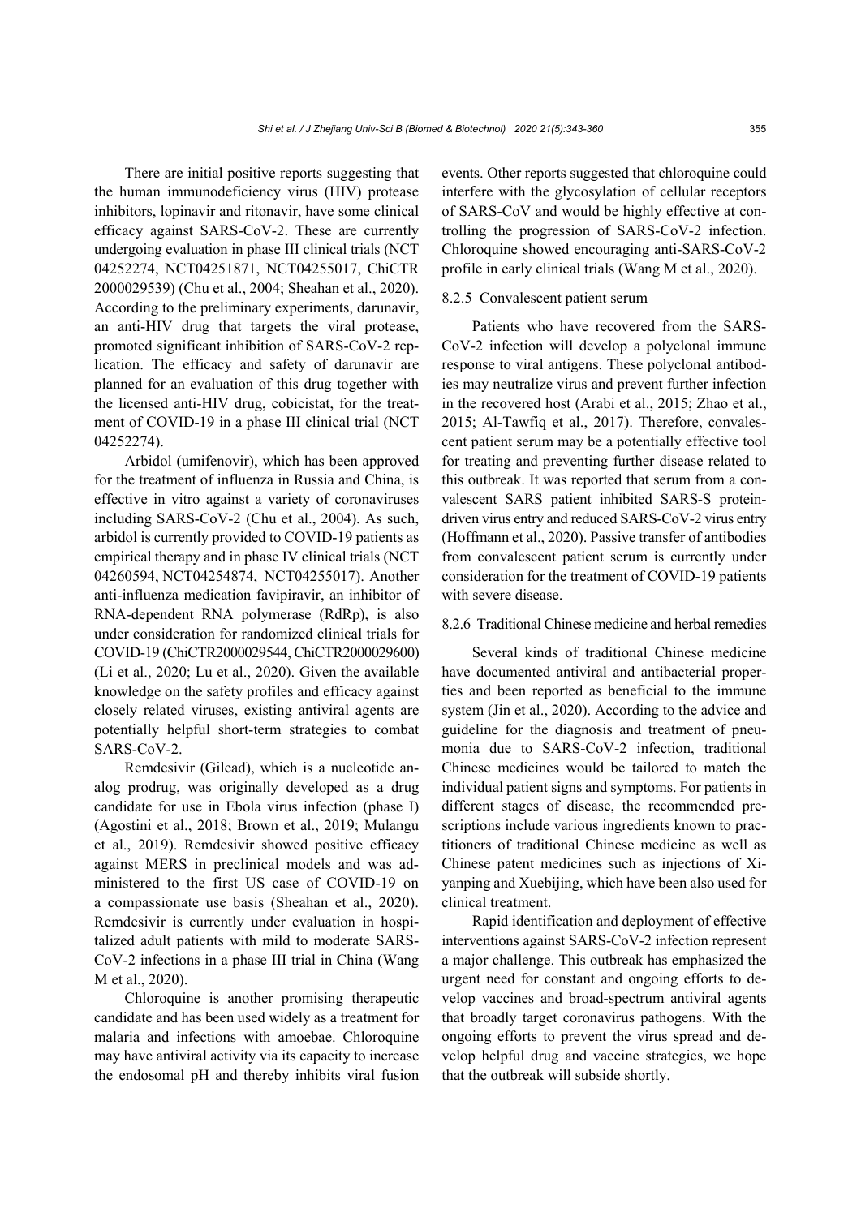There are initial positive reports suggesting that the human immunodeficiency virus (HIV) protease inhibitors, lopinavir and ritonavir, have some clinical efficacy against SARS-CoV-2. These are currently undergoing evaluation in phase III clinical trials (NCT 04252274, NCT04251871, NCT04255017, ChiCTR 2000029539) (Chu et al., 2004; Sheahan et al., 2020). According to the preliminary experiments, darunavir, an anti-HIV drug that targets the viral protease, promoted significant inhibition of SARS-CoV-2 replication. The efficacy and safety of darunavir are planned for an evaluation of this drug together with the licensed anti-HIV drug, cobicistat, for the treatment of COVID-19 in a phase III clinical trial (NCT 04252274).

Arbidol (umifenovir), which has been approved for the treatment of influenza in Russia and China, is effective in vitro against a variety of coronaviruses including SARS-CoV-2 (Chu et al., 2004). As such, arbidol is currently provided to COVID-19 patients as empirical therapy and in phase IV clinical trials (NCT 04260594, NCT04254874, NCT04255017). Another anti-influenza medication favipiravir, an inhibitor of RNA-dependent RNA polymerase (RdRp), is also under consideration for randomized clinical trials for COVID-19 (ChiCTR2000029544, ChiCTR2000029600) (Li et al., 2020; Lu et al., 2020). Given the available knowledge on the safety profiles and efficacy against closely related viruses, existing antiviral agents are potentially helpful short-term strategies to combat SARS-CoV-2.

Remdesivir (Gilead), which is a nucleotide analog prodrug, was originally developed as a drug candidate for use in Ebola virus infection (phase I) (Agostini et al., 2018; Brown et al., 2019; Mulangu et al., 2019). Remdesivir showed positive efficacy against MERS in preclinical models and was administered to the first US case of COVID-19 on a compassionate use basis (Sheahan et al., 2020). Remdesivir is currently under evaluation in hospitalized adult patients with mild to moderate SARS-CoV-2 infections in a phase III trial in China (Wang M et al., 2020).

Chloroquine is another promising therapeutic candidate and has been used widely as a treatment for malaria and infections with amoebae. Chloroquine may have antiviral activity via its capacity to increase the endosomal pH and thereby inhibits viral fusion events. Other reports suggested that chloroquine could interfere with the glycosylation of cellular receptors of SARS-CoV and would be highly effective at controlling the progression of SARS-CoV-2 infection. Chloroquine showed encouraging anti-SARS-CoV-2 profile in early clinical trials (Wang M et al., 2020).

#### 8.2.5 Convalescent patient serum

Patients who have recovered from the SARS-CoV-2 infection will develop a polyclonal immune response to viral antigens. These polyclonal antibodies may neutralize virus and prevent further infection in the recovered host (Arabi et al., 2015; Zhao et al., 2015; Al-Tawfiq et al., 2017). Therefore, convalescent patient serum may be a potentially effective tool for treating and preventing further disease related to this outbreak. It was reported that serum from a convalescent SARS patient inhibited SARS-S protein-driven virus entry and reduced SARS-CoV-2 virus entry (Hoffmann et al., 2020). Passive transfer of antibodies from convalescent patient serum is currently under consideration for the treatment of COVID-19 patients with severe disease.

#### 8.2.6 Traditional Chinese medicine and herbal remedies

Several kinds of traditional Chinese medicine have documented antiviral and antibacterial properties and been reported as beneficial to the immune system (Jin et al., 2020). According to the advice and guideline for the diagnosis and treatment of pneumonia due to SARS-CoV-2 infection, traditional Chinese medicines would be tailored to match the individual patient signs and symptoms. For patients in different stages of disease, the recommended prescriptions include various ingredients known to practitioners of traditional Chinese medicine as well as Chinese patent medicines such as injections of Xiyanping and Xuebijing, which have been also used for clinical treatment.

Rapid identification and deployment of effective interventions against SARS-CoV-2 infection represent a major challenge. This outbreak has emphasized the urgent need for constant and ongoing efforts to develop vaccines and broad-spectrum antiviral agents that broadly target coronavirus pathogens. With the ongoing efforts to prevent the virus spread and develop helpful drug and vaccine strategies, we hope that the outbreak will subside shortly.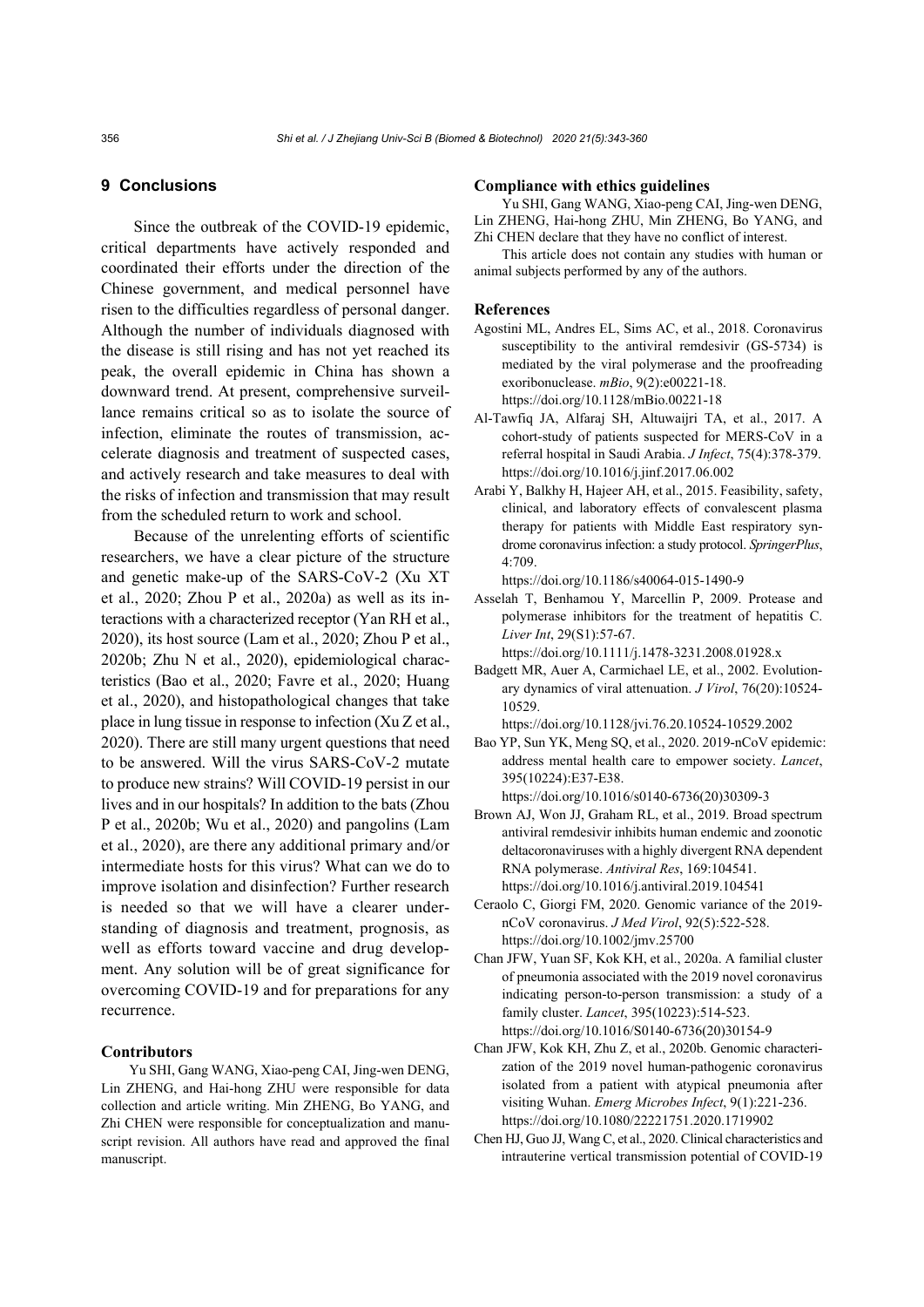## 9 Conclusions

Since the outbreak of the COVID-19 epidemic, critical departments have actively responded and coordinated their efforts under the direction of the Chinese government, and medical personnel have risen to the difficulties regardless of personal danger. Although the number of individuals diagnosed with the disease is still rising and has not yet reached its peak, the overall epidemic in China has shown a downward trend. At present, comprehensive surveillance remains critical so as to isolate the source of infection, eliminate the routes of transmission, accelerate diagnosis and treatment of suspected cases, and actively research and take measures to deal with the risks of infection and transmission that may result from the scheduled return to work and school.

Because of the unrelenting efforts of scientific researchers, we have a clear picture of the structure and genetic make-up of the SARS-CoV-2 (Xu XT et al., 2020; Zhou P et al., 2020a) as well as its interactions with a characterized receptor (Yan RH et al., 2020), its host source (Lam et al., 2020; Zhou P et al., 2020b; Zhu N et al., 2020), epidemiological characteristics (Bao et al., 2020; Favre et al., 2020; Huang et al., 2020), and histopathological changes that take place in lung tissue in response to infection (Xu Z et al., 2020). There are still many urgent questions that need to be answered. Will the virus SARS-CoV-2 mutate to produce new strains? Will COVID-19 persist in our lives and in our hospitals? In addition to the bats (Zhou P et al., 2020b; Wu et al., 2020) and pangolins (Lam et al., 2020), are there any additional primary and/or intermediate hosts for this virus? What can we do to improve isolation and disinfection? Further research is needed so that we will have a clearer understanding of diagnosis and treatment, prognosis, as well as efforts toward vaccine and drug development. Any solution will be of great significance for overcoming COVID-19 and for preparations for any recurrence.

### Contributors

Yu SHI, Gang WANG, Xiao-peng CAI, Jing-wen DENG, Lin ZHENG, and Hai-hong ZHU were responsible for data collection and article writing. Min ZHENG, Bo YANG, and Zhi CHEN were responsible for conceptualization and manuscript revision. All authors have read and approved the final manuscript.

### Compliance with ethics guidelines

Yu SHI, Gang WANG, Xiao-peng CAI, Jing-wen DENG, Lin ZHENG, Hai-hong ZHU, Min ZHENG, Bo YANG, and Zhi CHEN declare that they have no conflict of interest.

This article does not contain any studies with human or animal subjects performed by any of the authors.

### References

Agostini ML, Andres EL, Sims AC, et al., 2018. Coronavirus susceptibility to the antiviral remdesivir (GS-5734) is mediated by the viral polymerase and the proofreading exoribonuclease. *mBio*, 9(2):e00221-18. https://doi.org/10.1128/mBio.00221-18

Al-Tawfiq JA, Alfaraj SH, Altuwaijri TA, et al., 2017. A cohort-study of patients suspected for MERS-CoV in a referral hospital in Saudi Arabia. *J Infect*, 75(4):378-379. https://doi.org/10.1016/j.jinf.2017.06.002

Arabi Y, Balkhy H, Hajeer AH, et al., 2015. Feasibility, safety, clinical, and laboratory effects of convalescent plasma therapy for patients with Middle East respiratory syndrome coronavirus infection: a study protocol. *SpringerPlus*, 4:709. https://doi.org/10.1186/s40064-015-1490-9

Asselah T, Benhamou Y, Marcellin P, 2009. Protease and polymerase inhibitors for the treatment of hepatitis C. *Liver Int*, 29(S1):57-67. https://doi.org/10.1111/j.1478-3231.2008.01928.x

Badgett MR, Auer A, Carmichael LE, et al., 2002. Evolutionary dynamics of viral attenuation. *J Virol*, 76(20):10524-10529. https://doi.org/10.1128/jvi.76.20.10524-10529.2002

Bao YP, Sun YK, Meng SQ, et al., 2020. 2019-nCoV epidemic: address mental health care to empower society. *Lancet*, 395(10224):E37-E38. https://doi.org/10.1016/s0140-6736(20)30309-3

Brown AJ, Won JJ, Graham RL, et al., 2019. Broad spectrum antiviral remdesivir inhibits human endemic and zoonotic deltacoronaviruses with a highly divergent RNA dependent RNA polymerase. *Antiviral Res*, 169:104541. https://doi.org/10.1016/j.antiviral.2019.104541

Ceraolo C, Giorgi FM, 2020. Genomic variance of the 2019-nCoV coronavirus. *J Med Virol*, 92(5):522-528. https://doi.org/10.1002/jmv.25700

Chan JFW, Yuan SF, Kok KH, et al., 2020a. A familial cluster of pneumonia associated with the 2019 novel coronavirus indicating person-to-person transmission: a study of a family cluster. *Lancet*, 395(10223):514-523. https://doi.org/10.1016/S0140-6736(20)30154-9

Chan JFW, Kok KH, Zhu Z, et al., 2020b. Genomic characterization of the 2019 novel human-pathogenic coronavirus isolated from a patient with atypical pneumonia after visiting Wuhan. *Emerg Microbes Infect*, 9(1):221-236. https://doi.org/10.1080/22221751.2020.1719902

Chen HJ, Guo JJ, Wang C, et al., 2020. Clinical characteristics and intrauterine vertical transmission potential of COVID-19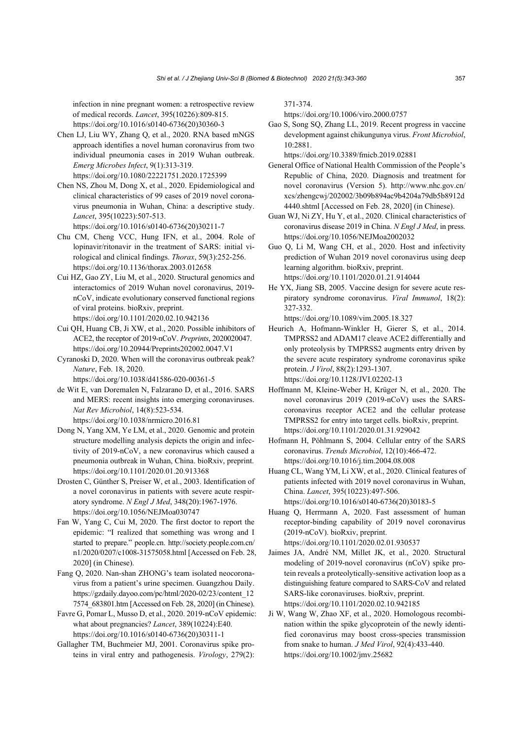infection in nine pregnant women: a retrospective review of medical records. *Lancet*, 395(10226):809-815. https://doi.org/10.1016/s0140-6736(20)30360-3

Chen LJ, Liu WY, Zhang Q, et al., 2020. RNA based mNGS approach identifies a novel human coronavirus from two individual pneumonia cases in 2019 Wuhan outbreak. *Emerg Microbes Infect*, 9(1):313-319. https://doi.org/10.1080/22221751.2020.1725399

Chen NS, Zhou M, Dong X, et al., 2020. Epidemiological and clinical characteristics of 99 cases of 2019 novel coronavirus pneumonia in Wuhan, China: a descriptive study. *Lancet*, 395(10223):507-513. https://doi.org/10.1016/s0140-6736(20)30211-7

Chu CM, Cheng VCC, Hung IFN, et al., 2004. Role of lopinavir/ritonavir in the treatment of SARS: initial virological and clinical findings. *Thorax*, 59(3):252-256. https://doi.org/10.1136/thorax.2003.012658

Cui HZ, Gao ZY, Liu M, et al., 2020. Structural genomics and interactomics of 2019 Wuhan novel coronavirus, 2019-nCoV, indicate evolutionary conserved functional regions of viral proteins. bioRxiv, preprint. https://doi.org/10.1101/2020.02.10.942136

Cui QH, Huang CB, Ji XW, et al., 2020. Possible inhibitors of ACE2, the receptor of 2019-nCoV. *Preprints*, 2020020047. https://doi.org/10.20944/Preprints202002.0047.V1

Cyranoski D, 2020. When will the coronavirus outbreak peak? *Nature*, Feb. 18, 2020. https://doi.org/10.1038/d41586-020-00361-5

de Wit E, van Doremalen N, Falzarano D, et al., 2016. SARS and MERS: recent insights into emerging coronaviruses. *Nat Rev Microbiol*, 14(8):523-534. https://doi.org/10.1038/nrmicro.2016.81

Dong N, Yang XM, Ye LM, et al., 2020. Genomic and protein structure modelling analysis depicts the origin and infectivity of 2019-nCoV, a new coronavirus which caused a pneumonia outbreak in Wuhan, China. bioRxiv, preprint. https://doi.org/10.1101/2020.01.20.913368

Drosten C, Günther S, Preiser W, et al., 2003. Identification of a novel coronavirus in patients with severe acute respiratory syndrome. *N Engl J Med*, 348(20):1967-1976. https://doi.org/10.1056/NEJMoa030747

Fan W, Yang C, Cui M, 2020. The first doctor to report the epidemic: "I realized that something was wrong and I started to prepare." people.cn. http://society.people.com.cn/n1/2020/0207/c1008-31575058.html [Accessed on Feb. 28, 2020] (in Chinese).

Fang Q, 2020. Nan-shan ZHONG's team isolated neocoronavirus from a patient's urine specimen. Guangzhou Daily. https://gzdaily.dayoo.com/pc/html/2020-02/23/content_127574_683801.htm [Accessed on Feb. 28, 2020] (in Chinese).

Favre G, Pomar L, Musso D, et al., 2020. 2019-nCoV epidemic: what about pregnancies? *Lancet*, 389(10224):E40. https://doi.org/10.1016/s0140-6736(20)30311-1

Gallagher TM, Buchmeier MJ, 2001. Coronavirus spike proteins in viral entry and pathogenesis. *Virology*, 279(2):371-374. https://doi.org/10.1006/viro.2000.0757

Gao S, Song SQ, Zhang LL, 2019. Recent progress in vaccine development against chikungunya virus. *Front Microbiol*, 10:2881. https://doi.org/10.3389/fmicb.2019.02881

General Office of National Health Commission of the People's Republic of China, 2020. Diagnosis and treatment for novel coronavirus (Version 5). http://www.nhc.gov.cn/xcs/zhengcwj/202002/3b09b894ac9b4204a79db5b8912d4440.shtml [Accessed on Feb. 28, 2020] (in Chinese).

Guan WJ, Ni ZY, Hu Y, et al., 2020. Clinical characteristics of coronavirus disease 2019 in China. *N Engl J Med*, in press. https://doi.org/10.1056/NEJMoa2002032

Guo Q, Li M, Wang CH, et al., 2020. Host and infectivity prediction of Wuhan 2019 novel coronavirus using deep learning algorithm. bioRxiv, preprint. https://doi.org/10.1101/2020.01.21.914044

He YX, Jiang SB, 2005. Vaccine design for severe acute respiratory syndrome coronavirus. *Viral Immunol*, 18(2):327-332. https://doi.org/10.1089/vim.2005.18.327

Heurich A, Hofmann-Winkler H, Gierer S, et al., 2014. TMPRSS2 and ADAM17 cleave ACE2 differentially and only proteolysis by TMPRSS2 augments entry driven by the severe acute respiratory syndrome coronavirus spike protein. *J Virol*, 88(2):1293-1307. https://doi.org/10.1128/JVI.02202-13

Hoffmann M, Kleine-Weber H, Krüger N, et al., 2020. The novel coronavirus 2019 (2019-nCoV) uses the SARS-coronavirus receptor ACE2 and the cellular protease TMPRSS2 for entry into target cells. bioRxiv, preprint. https://doi.org/10.1101/2020.01.31.929042

Hofmann H, Pöhlmann S, 2004. Cellular entry of the SARS coronavirus. *Trends Microbiol*, 12(10):466-472. https://doi.org/10.1016/j.tim.2004.08.008

Huang CL, Wang YM, Li XW, et al., 2020. Clinical features of patients infected with 2019 novel coronavirus in Wuhan, China. *Lancet*, 395(10223):497-506. https://doi.org/10.1016/s0140-6736(20)30183-5

Huang Q, Herrmann A, 2020. Fast assessment of human receptor-binding capability of 2019 novel coronavirus (2019-nCoV). bioRxiv, preprint. https://doi.org/10.1101/2020.02.01.930537

Jaimes JA, André NM, Millet JK, et al., 2020. Structural modeling of 2019-novel coronavirus (nCoV) spike protein reveals a proteolytically-sensitive activation loop as a distinguishing feature compared to SARS-CoV and related SARS-like coronaviruses. bioRxiv, preprint. https://doi.org/10.1101/2020.02.10.942185

Ji W, Wang W, Zhao XF, et al., 2020. Homologous recombination within the spike glycoprotein of the newly identified coronavirus may boost cross-species transmission from snake to human. *J Med Virol*, 92(4):433-440. https://doi.org/10.1002/jmv.25682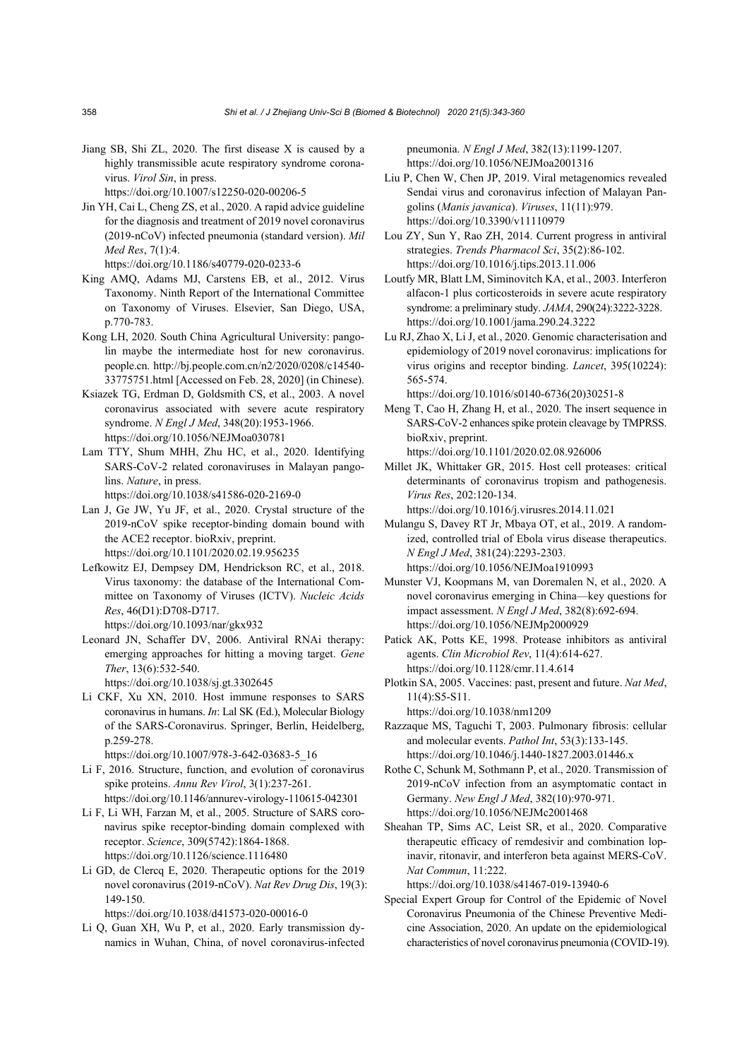Jiang SB, Shi ZL, 2020. The first disease X is caused by a highly transmissible acute respiratory syndrome coronavirus. *Virol Sin*, in press.
https://doi.org/10.1007/s12250-020-00206-5

Jin YH, Cai L, Cheng ZS, et al., 2020. A rapid advice guideline for the diagnosis and treatment of 2019 novel coronavirus (2019-nCoV) infected pneumonia (standard version). *Mil Med Res*, 7(1):4.
https://doi.org/10.1186/s40779-020-0233-6

King AMQ, Adams MJ, Carstens EB, et al., 2012. Virus Taxonomy. Ninth Report of the International Committee on Taxonomy of Viruses. Elsevier, San Diego, USA, p.770-783.

Kong LH, 2020. South China Agricultural University: pangolin maybe the intermediate host for new coronavirus. people.cn. http://bj.people.com.cn/n2/2020/0208/c14540-33775751.html [Accessed on Feb. 28, 2020] (in Chinese).

Ksiazek TG, Erdman D, Goldsmith CS, et al., 2003. A novel coronavirus associated with severe acute respiratory syndrome. *N Engl J Med*, 348(20):1953-1966.
https://doi.org/10.1056/NEJMoa030781

Lam TTY, Shum MHH, Zhu HC, et al., 2020. Identifying SARS-CoV-2 related coronaviruses in Malayan pangolins. *Nature*, in press.
https://doi.org/10.1038/s41586-020-2169-0

Lan J, Ge JW, Yu JF, et al., 2020. Crystal structure of the 2019-nCoV spike receptor-binding domain bound with the ACE2 receptor. bioRxiv, preprint.
https://doi.org/10.1101/2020.02.19.956235

Lefkowitz EJ, Dempsey DM, Hendrickson RC, et al., 2018. Virus taxonomy: the database of the International Committee on Taxonomy of Viruses (ICTV). *Nucleic Acids Res*, 46(D1):D708-D717.
https://doi.org/10.1093/nar/gkx932

Leonard JN, Schaffer DV, 2006. Antiviral RNAi therapy: emerging approaches for hitting a moving target. *Gene Ther*, 13(6):532-540.
https://doi.org/10.1038/sj.gt.3302645

Li CKF, Xu XN, 2010. Host immune responses to SARS coronavirus in humans. *In*: Lal SK (Ed.), Molecular Biology of the SARS-Coronavirus. Springer, Berlin, Heidelberg, p.259-278.
https://doi.org/10.1007/978-3-642-03683-5_16

Li F, 2016. Structure, function, and evolution of coronavirus spike proteins. *Annu Rev Virol*, 3(1):237-261.
https://doi.org/10.1146/annurev-virology-110615-042301

Li F, Li WH, Farzan M, et al., 2005. Structure of SARS coronavirus spike receptor-binding domain complexed with receptor. *Science*, 309(5742):1864-1868.
https://doi.org/10.1126/science.1116480

Li GD, de Clercq E, 2020. Therapeutic options for the 2019 novel coronavirus (2019-nCoV). *Nat Rev Drug Dis*, 19(3): 149-150.
https://doi.org/10.1038/d41573-020-00016-0

Li Q, Guan XH, Wu P, et al., 2020. Early transmission dynamics in Wuhan, China, of novel coronavirus-infected pneumonia. *N Engl J Med*, 382(13):1199-1207.
https://doi.org/10.1056/NEJMoa2001316

Liu P, Chen W, Chen JP, 2019. Viral metagenomics revealed Sendai virus and coronavirus infection of Malayan Pangolins (*Manis javanica*). *Viruses*, 11(11):979.
https://doi.org/10.3390/v11110979

Lou ZY, Sun Y, Rao ZH, 2014. Current progress in antiviral strategies. *Trends Pharmacol Sci*, 35(2):86-102.
https://doi.org/10.1016/j.tips.2013.11.006

Loutfy MR, Blatt LM, Siminovitch KA, et al., 2003. Interferon alfacon-1 plus corticosteroids in severe acute respiratory syndrome: a preliminary study. *JAMA*, 290(24):3222-3228.
https://doi.org/10.1001/jama.290.24.3222

Lu RJ, Zhao X, Li J, et al., 2020. Genomic characterisation and epidemiology of 2019 novel coronavirus: implications for virus origins and receptor binding. *Lancet*, 395(10224): 565-574.
https://doi.org/10.1016/s0140-6736(20)30251-8

Meng T, Cao H, Zhang H, et al., 2020. The insert sequence in SARS-CoV-2 enhances spike protein cleavage by TMPRSS. bioRxiv, preprint.
https://doi.org/10.1101/2020.02.08.926006

Millet JK, Whittaker GR, 2015. Host cell proteases: critical determinants of coronavirus tropism and pathogenesis. *Virus Res*, 202:120-134.
https://doi.org/10.1016/j.virusres.2014.11.021

Mulangu S, Davey RT Jr, Mbaya OT, et al., 2019. A randomized, controlled trial of Ebola virus disease therapeutics. *N Engl J Med*, 381(24):2293-2303.
https://doi.org/10.1056/NEJMoa1910993

Munster VJ, Koopmans M, van Doremalen N, et al., 2020. A novel coronavirus emerging in China—key questions for impact assessment. *N Engl J Med*, 382(8):692-694.
https://doi.org/10.1056/NEJMp2000929

Patick AK, Potts KE, 1998. Protease inhibitors as antiviral agents. *Clin Microbiol Rev*, 11(4):614-627.
https://doi.org/10.1128/cmr.11.4.614

Plotkin SA, 2005. Vaccines: past, present and future. *Nat Med*, 11(4):S5-S11.
https://doi.org/10.1038/nm1209

Razzaque MS, Taguchi T, 2003. Pulmonary fibrosis: cellular and molecular events. *Pathol Int*, 53(3):133-145.
https://doi.org/10.1046/j.1440-1827.2003.01446.x

Rothe C, Schunk M, Sothmann P, et al., 2020. Transmission of 2019-nCoV infection from an asymptomatic contact in Germany. *New Engl J Med*, 382(10):970-971.
https://doi.org/10.1056/NEJMc2001468

Sheahan TP, Sims AC, Leist SR, et al., 2020. Comparative therapeutic efficacy of remdesivir and combination lopinavir, ritonavir, and interferon beta against MERS-CoV. *Nat Commun*, 11:222.
https://doi.org/10.1038/s41467-019-13940-6

Special Expert Group for Control of the Epidemic of Novel Coronavirus Pneumonia of the Chinese Preventive Medicine Association, 2020. An update on the epidemiological characteristics of novel coronavirus pneumonia (COVID-19).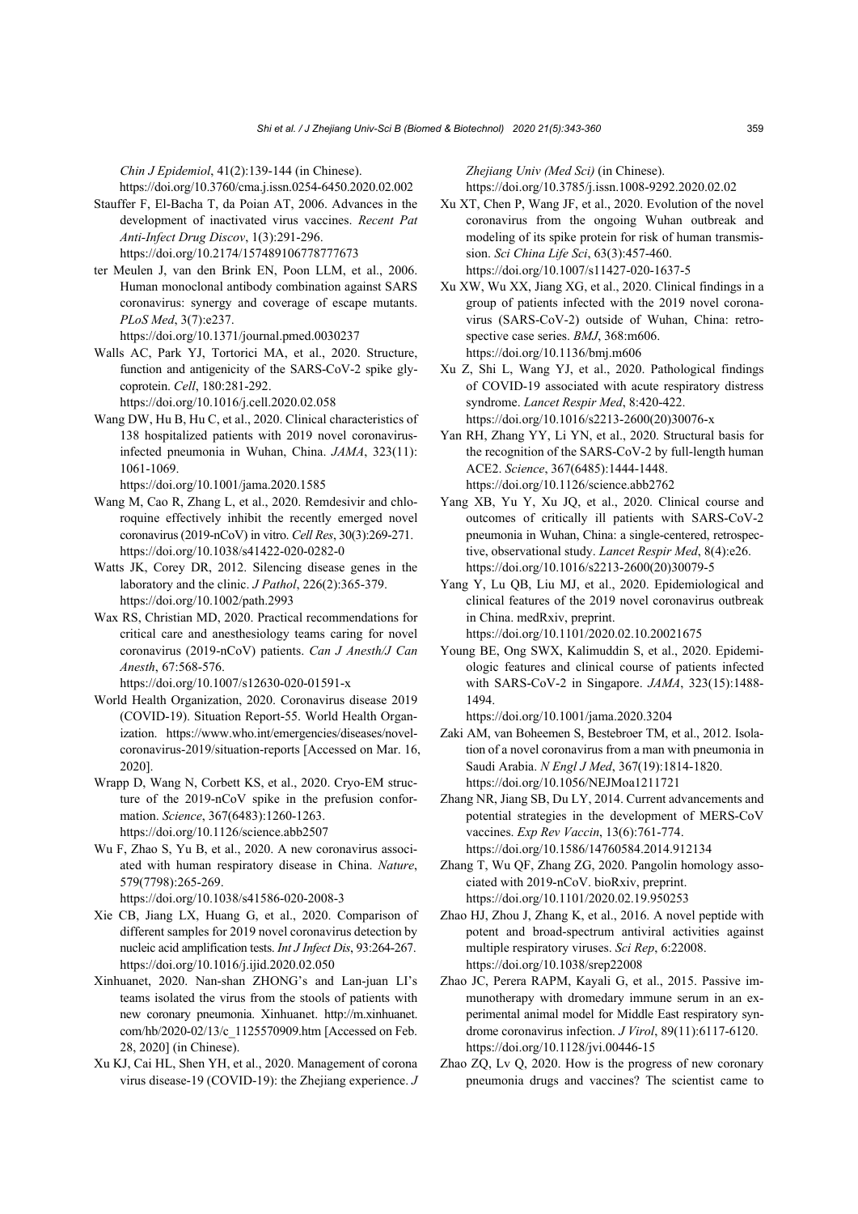*Chin J Epidemiol*, 41(2):139-144 (in Chinese). https://doi.org/10.3760/cma.j.issn.0254-6450.2020.02.002

Stauffer F, El-Bacha T, da Poian AT, 2006. Advances in the development of inactivated virus vaccines. *Recent Pat Anti-Infect Drug Discov*, 1(3):291-296. https://doi.org/10.2174/157489106778777673

ter Meulen J, van den Brink EN, Poon LLM, et al., 2006. Human monoclonal antibody combination against SARS coronavirus: synergy and coverage of escape mutants. *PLoS Med*, 3(7):e237. https://doi.org/10.1371/journal.pmed.0030237

Walls AC, Park YJ, Tortorici MA, et al., 2020. Structure, function and antigenicity of the SARS-CoV-2 spike glycoprotein. *Cell*, 180:281-292. https://doi.org/10.1016/j.cell.2020.02.058

Wang DW, Hu B, Hu C, et al., 2020. Clinical characteristics of 138 hospitalized patients with 2019 novel coronavirus-infected pneumonia in Wuhan, China. *JAMA*, 323(11): 1061-1069. https://doi.org/10.1001/jama.2020.1585

Wang M, Cao R, Zhang L, et al., 2020. Remdesivir and chloroquine effectively inhibit the recently emerged novel coronavirus (2019-nCoV) in vitro. *Cell Res*, 30(3):269-271. https://doi.org/10.1038/s41422-020-0282-0

Watts JK, Corey DR, 2012. Silencing disease genes in the laboratory and the clinic. *J Pathol*, 226(2):365-379. https://doi.org/10.1002/path.2993

Wax RS, Christian MD, 2020. Practical recommendations for critical care and anesthesiology teams caring for novel coronavirus (2019-nCoV) patients. *Can J Anesth/J Can Anesth*, 67:568-576. https://doi.org/10.1007/s12630-020-01591-x

World Health Organization, 2020. Coronavirus disease 2019 (COVID-19). Situation Report-55. World Health Organization. https://www.who.int/emergencies/diseases/novel-coronavirus-2019/situation-reports [Accessed on Mar. 16, 2020].

Wrapp D, Wang N, Corbett KS, et al., 2020. Cryo-EM structure of the 2019-nCoV spike in the prefusion conformation. *Science*, 367(6483):1260-1263. https://doi.org/10.1126/science.abb2507

Wu F, Zhao S, Yu B, et al., 2020. A new coronavirus associated with human respiratory disease in China. *Nature*, 579(7798):265-269. https://doi.org/10.1038/s41586-020-2008-3

Xie CB, Jiang LX, Huang G, et al., 2020. Comparison of different samples for 2019 novel coronavirus detection by nucleic acid amplification tests. *Int J Infect Dis*, 93:264-267. https://doi.org/10.1016/j.ijid.2020.02.050

Xinhuanet, 2020. Nan-shan ZHONG's and Lan-juan LI's teams isolated the virus from the stools of patients with new coronary pneumonia. Xinhuanet. http://m.xinhuanet.com/hb/2020-02/13/c_1125570909.htm [Accessed on Feb. 28, 2020] (in Chinese).

Xu KJ, Cai HL, Shen YH, et al., 2020. Management of corona virus disease-19 (COVID-19): the Zhejiang experience. *J Zhejiang Univ (Med Sci)* (in Chinese). https://doi.org/10.3785/j.issn.1008-9292.2020.02.02

Xu XT, Chen P, Wang JF, et al., 2020. Evolution of the novel coronavirus from the ongoing Wuhan outbreak and modeling of its spike protein for risk of human transmission. *Sci China Life Sci*, 63(3):457-460. https://doi.org/10.1007/s11427-020-1637-5

Xu XW, Wu XX, Jiang XG, et al., 2020. Clinical findings in a group of patients infected with the 2019 novel coronavirus (SARS-CoV-2) outside of Wuhan, China: retrospective case series. *BMJ*, 368:m606. https://doi.org/10.1136/bmj.m606

Xu Z, Shi L, Wang YJ, et al., 2020. Pathological findings of COVID-19 associated with acute respiratory distress syndrome. *Lancet Respir Med*, 8:420-422. https://doi.org/10.1016/s2213-2600(20)30076-x

Yan RH, Zhang YY, Li YN, et al., 2020. Structural basis for the recognition of the SARS-CoV-2 by full-length human ACE2. *Science*, 367(6485):1444-1448. https://doi.org/10.1126/science.abb2762

Yang XB, Yu Y, Xu JQ, et al., 2020. Clinical course and outcomes of critically ill patients with SARS-CoV-2 pneumonia in Wuhan, China: a single-centered, retrospective, observational study. *Lancet Respir Med*, 8(4):e26. https://doi.org/10.1016/s2213-2600(20)30079-5

Yang Y, Lu QB, Liu MJ, et al., 2020. Epidemiological and clinical features of the 2019 novel coronavirus outbreak in China. medRxiv, preprint. https://doi.org/10.1101/2020.02.10.20021675

Young BE, Ong SWX, Kalimuddin S, et al., 2020. Epidemiologic features and clinical course of patients infected with SARS-CoV-2 in Singapore. *JAMA*, 323(15):1488-1494. https://doi.org/10.1001/jama.2020.3204

Zaki AM, van Boheemen S, Bestebroer TM, et al., 2012. Isolation of a novel coronavirus from a man with pneumonia in Saudi Arabia. *N Engl J Med*, 367(19):1814-1820. https://doi.org/10.1056/NEJMoa1211721

Zhang NR, Jiang SB, Du LY, 2014. Current advancements and potential strategies in the development of MERS-CoV vaccines. *Exp Rev Vaccin*, 13(6):761-774. https://doi.org/10.1586/14760584.2014.912134

Zhang T, Wu QF, Zhang ZG, 2020. Pangolin homology associated with 2019-nCoV. bioRxiv, preprint. https://doi.org/10.1101/2020.02.19.950253

Zhao HJ, Zhou J, Zhang K, et al., 2016. A novel peptide with potent and broad-spectrum antiviral activities against multiple respiratory viruses. *Sci Rep*, 6:22008. https://doi.org/10.1038/srep22008

Zhao JC, Perera RAPM, Kayali G, et al., 2015. Passive immunotherapy with dromedary immune serum in an experimental animal model for Middle East respiratory syndrome coronavirus infection. *J Virol*, 89(11):6117-6120. https://doi.org/10.1128/jvi.00446-15

Zhao ZQ, Lv Q, 2020. How is the progress of new coronary pneumonia drugs and vaccines? The scientist came to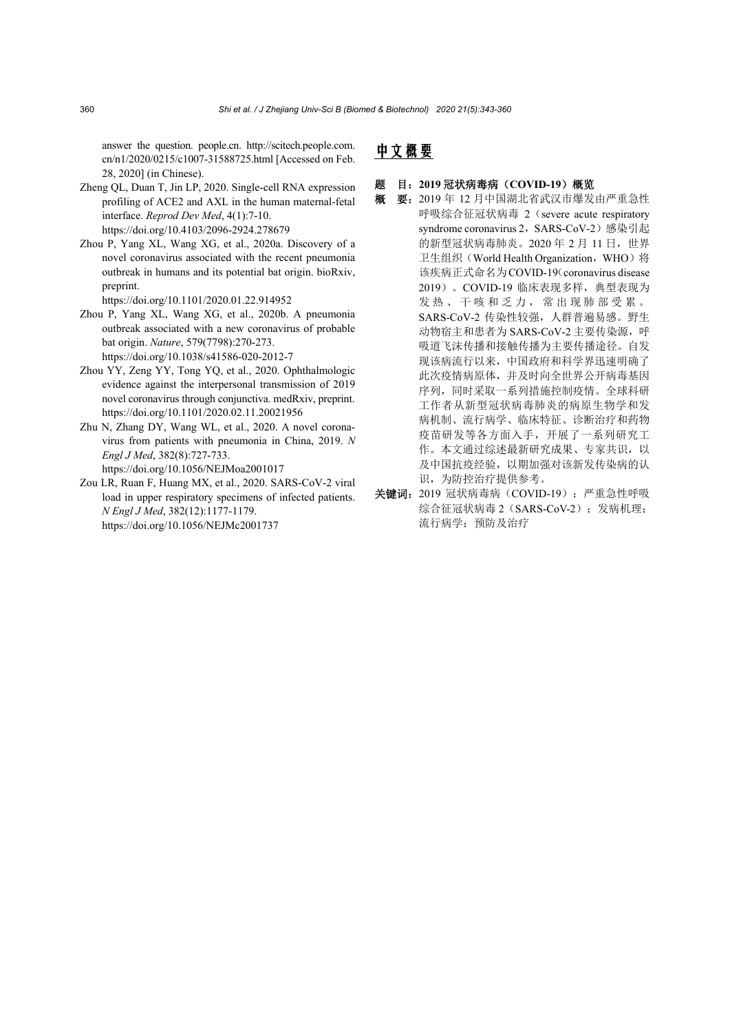answer the question. people.cn. http://scitech.people.com.cn/n1/2020/0215/c1007-31588725.html [Accessed on Feb. 28, 2020] (in Chinese).

Zheng QL, Duan T, Jin LP, 2020. Single-cell RNA expression profiling of ACE2 and AXL in the human maternal-fetal interface. *Reprod Dev Med*, 4(1):7-10. https://doi.org/10.4103/2096-2924.278679

Zhou P, Yang XL, Wang XG, et al., 2020a. Discovery of a novel coronavirus associated with the recent pneumonia outbreak in humans and its potential bat origin. bioRxiv, preprint. https://doi.org/10.1101/2020.01.22.914952

Zhou P, Yang XL, Wang XG, et al., 2020b. A pneumonia outbreak associated with a new coronavirus of probable bat origin. *Nature*, 579(7798):270-273. https://doi.org/10.1038/s41586-020-2012-7

Zhou YY, Zeng YY, Tong YQ, et al., 2020. Ophthalmologic evidence against the interpersonal transmission of 2019 novel coronavirus through conjunctiva. medRxiv, preprint. https://doi.org/10.1101/2020.02.11.20021956

Zhu N, Zhang DY, Wang WL, et al., 2020. A novel coronavirus from patients with pneumonia in China, 2019. *N Engl J Med*, 382(8):727-733. https://doi.org/10.1056/NEJMoa2001017

Zou LR, Ruan F, Huang MX, et al., 2020. SARS-CoV-2 viral load in upper respiratory specimens of infected patients. *N Engl J Med*, 382(12):1177-1179. https://doi.org/10.1056/NEJMc2001737

## 中文概要

**题　目：2019 冠状病毒病（COVID-19）概览**

**概　要：**2019 年 12 月中国湖北省武汉市爆发由严重急性呼吸综合征冠状病毒 2（severe acute respiratory syndrome coronavirus 2，SARS-CoV-2）感染引起的新型冠状病毒肺炎。2020 年 2 月 11 日，世界卫生组织（World Health Organization，WHO）将该疾病正式命名为COVID-19（coronavirus disease 2019）。COVID-19 临床表现多样，典型表现为发热、干咳和乏力，常出现肺部受累。SARS-CoV-2 传染性较强，人群普遍易感。野生动物宿主和患者为 SARS-CoV-2 主要传染源，呼吸道飞沫传播和接触传播为主要传播途径。自发现该病流行以来，中国政府和科学界迅速明确了此次疫情病原体，并及时向全世界公开病毒基因序列，同时采取一系列措施控制疫情。全球科研工作者从新型冠状病毒肺炎的病原生物学和发病机制、流行病学、临床特征、诊断治疗和药物疫苗研发等各方面入手，开展了一系列研究工作。本文通过综述最新研究成果、专家共识，以及中国抗疫经验，以期加强对该新发传染病的认识，为防控治疗提供参考。

**关键词：**2019 冠状病毒病（COVID-19）；严重急性呼吸综合征冠状病毒 2（SARS-CoV-2）；发病机理；流行病学；预防及治疗